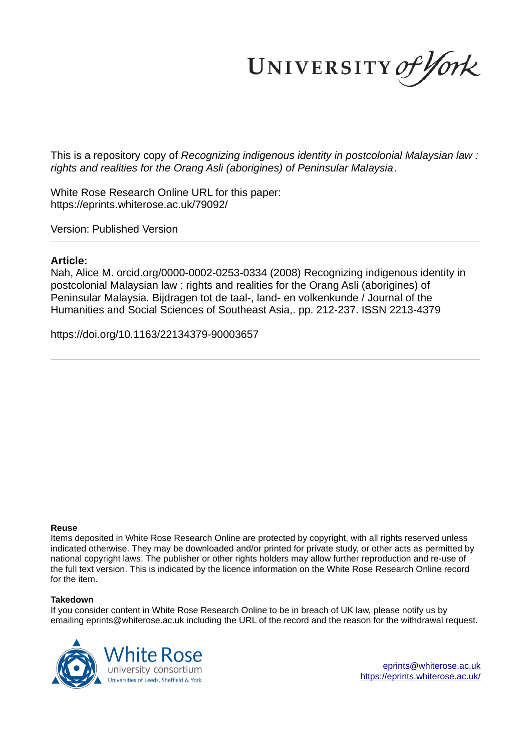UNIVERSITY of York

This is a repository copy of *Recognizing indigenous identity in postcolonial Malaysian law : rights and realities for the Orang Asli (aborigines) of Peninsular Malaysia*.

White Rose Research Online URL for this paper:
https://eprints.whiterose.ac.uk/79092/

Version: Published Version

**Article:**

Nah, Alice M. orcid.org/0000-0002-0253-0334 (2008) Recognizing indigenous identity in postcolonial Malaysian law : rights and realities for the Orang Asli (aborigines) of Peninsular Malaysia. Bijdragen tot de taal-, land- en volkenkunde / Journal of the Humanities and Social Sciences of Southeast Asia,. pp. 212-237. ISSN 2213-4379

https://doi.org/10.1163/22134379-90003657

**Reuse**

Items deposited in White Rose Research Online are protected by copyright, with all rights reserved unless indicated otherwise. They may be downloaded and/or printed for private study, or other acts as permitted by national copyright laws. The publisher or other rights holders may allow further reproduction and re-use of the full text version. This is indicated by the licence information on the White Rose Research Online record for the item.

**Takedown**

If you consider content in White Rose Research Online to be in breach of UK law, please notify us by emailing eprints@whiterose.ac.uk including the URL of the record and the reason for the withdrawal request.

White Rose university consortium
Universities of Leeds, Sheffield & York

eprints@whiterose.ac.uk
https://eprints.whiterose.ac.uk/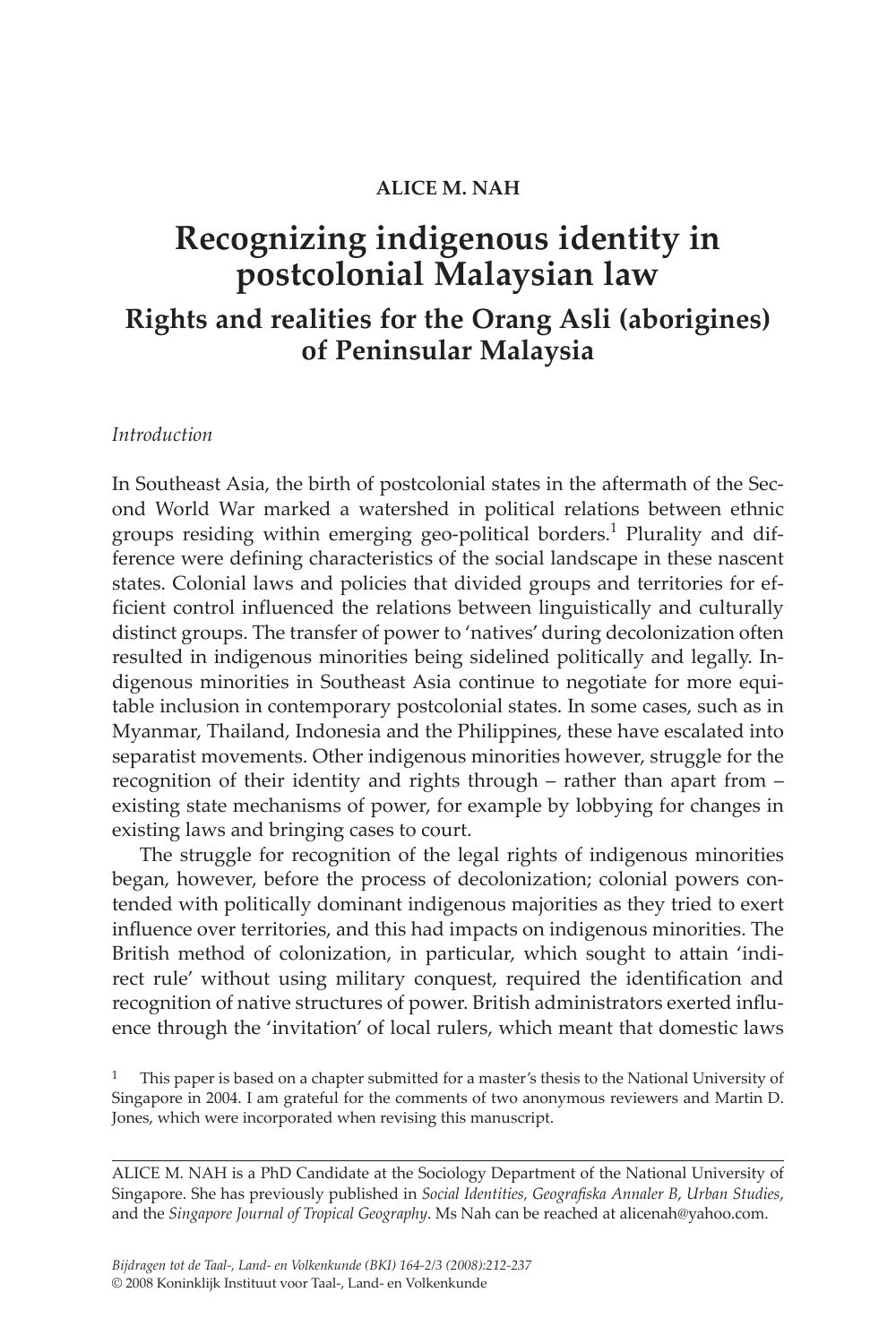**ALICE M. NAH**

# Recognizing indigenous identity in postcolonial Malaysian law

## Rights and realities for the Orang Asli (aborigines) of Peninsular Malaysia

*Introduction*

In Southeast Asia, the birth of postcolonial states in the aftermath of the Second World War marked a watershed in political relations between ethnic groups residing within emerging geo-political borders.[1] Plurality and difference were defining characteristics of the social landscape in these nascent states. Colonial laws and policies that divided groups and territories for efficient control influenced the relations between linguistically and culturally distinct groups. The transfer of power to 'natives' during decolonization often resulted in indigenous minorities being sidelined politically and legally. Indigenous minorities in Southeast Asia continue to negotiate for more equitable inclusion in contemporary postcolonial states. In some cases, such as in Myanmar, Thailand, Indonesia and the Philippines, these have escalated into separatist movements. Other indigenous minorities however, struggle for the recognition of their identity and rights through – rather than apart from – existing state mechanisms of power, for example by lobbying for changes in existing laws and bringing cases to court.

The struggle for recognition of the legal rights of indigenous minorities began, however, before the process of decolonization; colonial powers contended with politically dominant indigenous majorities as they tried to exert influence over territories, and this had impacts on indigenous minorities. The British method of colonization, in particular, which sought to attain 'indirect rule' without using military conquest, required the identification and recognition of native structures of power. British administrators exerted influence through the 'invitation' of local rulers, which meant that domestic laws

[1] This paper is based on a chapter submitted for a master's thesis to the National University of Singapore in 2004. I am grateful for the comments of two anonymous reviewers and Martin D. Jones, which were incorporated when revising this manuscript.

ALICE M. NAH is a PhD Candidate at the Sociology Department of the National University of Singapore. She has previously published in *Social Identities*, *Geografiska Annaler B*, *Urban Studies*, and the *Singapore Journal of Tropical Geography*. Ms Nah can be reached at alicenah@yahoo.com.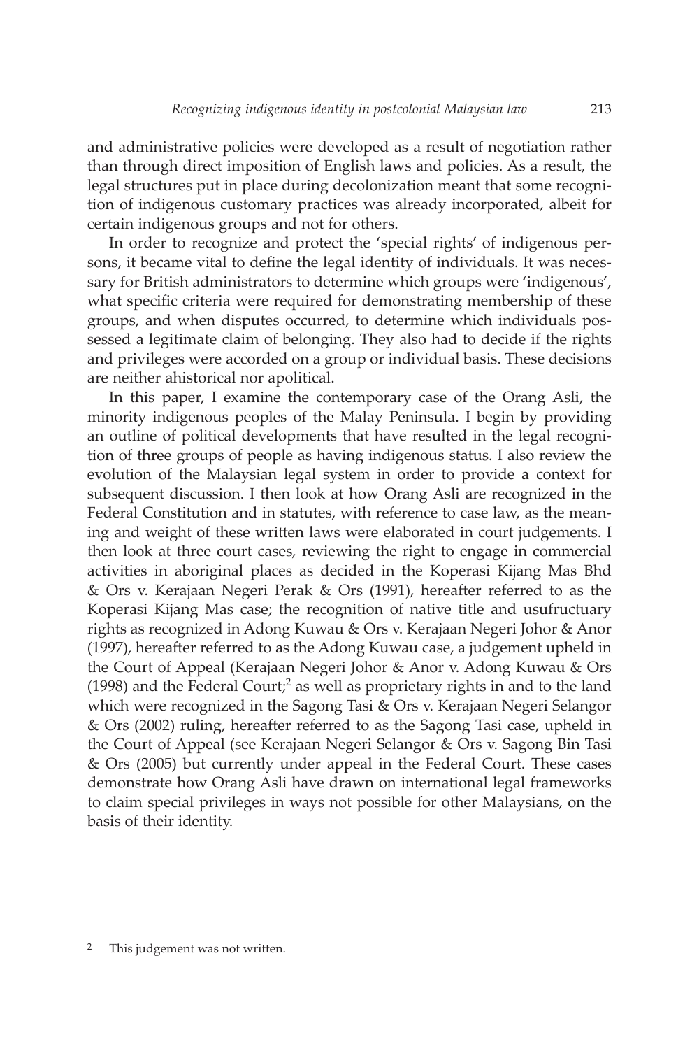and administrative policies were developed as a result of negotiation rather than through direct imposition of English laws and policies. As a result, the legal structures put in place during decolonization meant that some recognition of indigenous customary practices was already incorporated, albeit for certain indigenous groups and not for others.

In order to recognize and protect the 'special rights' of indigenous persons, it became vital to define the legal identity of individuals. It was necessary for British administrators to determine which groups were 'indigenous', what specific criteria were required for demonstrating membership of these groups, and when disputes occurred, to determine which individuals possessed a legitimate claim of belonging. They also had to decide if the rights and privileges were accorded on a group or individual basis. These decisions are neither ahistorical nor apolitical.

In this paper, I examine the contemporary case of the Orang Asli, the minority indigenous peoples of the Malay Peninsula. I begin by providing an outline of political developments that have resulted in the legal recognition of three groups of people as having indigenous status. I also review the evolution of the Malaysian legal system in order to provide a context for subsequent discussion. I then look at how Orang Asli are recognized in the Federal Constitution and in statutes, with reference to case law, as the meaning and weight of these written laws were elaborated in court judgements. I then look at three court cases, reviewing the right to engage in commercial activities in aboriginal places as decided in the Koperasi Kijang Mas Bhd & Ors v. Kerajaan Negeri Perak & Ors (1991), hereafter referred to as the Koperasi Kijang Mas case; the recognition of native title and usufructuary rights as recognized in Adong Kuwau & Ors v. Kerajaan Negeri Johor & Anor (1997), hereafter referred to as the Adong Kuwau case, a judgement upheld in the Court of Appeal (Kerajaan Negeri Johor & Anor v. Adong Kuwau & Ors (1998) and the Federal Court;[2] as well as proprietary rights in and to the land which were recognized in the Sagong Tasi & Ors v. Kerajaan Negeri Selangor & Ors (2002) ruling, hereafter referred to as the Sagong Tasi case, upheld in the Court of Appeal (see Kerajaan Negeri Selangor & Ors v. Sagong Bin Tasi & Ors (2005) but currently under appeal in the Federal Court. These cases demonstrate how Orang Asli have drawn on international legal frameworks to claim special privileges in ways not possible for other Malaysians, on the basis of their identity.

[2] This judgement was not written.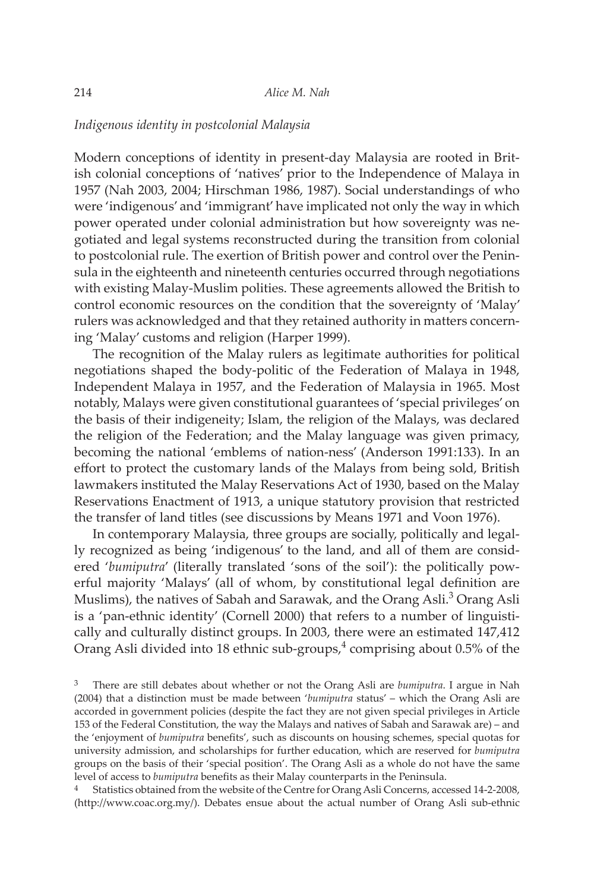*Indigenous identity in postcolonial Malaysia*

Modern conceptions of identity in present-day Malaysia are rooted in British colonial conceptions of 'natives' prior to the Independence of Malaya in 1957 (Nah 2003, 2004; Hirschman 1986, 1987). Social understandings of who were 'indigenous' and 'immigrant' have implicated not only the way in which power operated under colonial administration but how sovereignty was negotiated and legal systems reconstructed during the transition from colonial to postcolonial rule. The exertion of British power and control over the Peninsula in the eighteenth and nineteenth centuries occurred through negotiations with existing Malay-Muslim polities. These agreements allowed the British to control economic resources on the condition that the sovereignty of 'Malay' rulers was acknowledged and that they retained authority in matters concerning 'Malay' customs and religion (Harper 1999).

The recognition of the Malay rulers as legitimate authorities for political negotiations shaped the body-politic of the Federation of Malaya in 1948, Independent Malaya in 1957, and the Federation of Malaysia in 1965. Most notably, Malays were given constitutional guarantees of 'special privileges' on the basis of their indigeneity; Islam, the religion of the Malays, was declared the religion of the Federation; and the Malay language was given primacy, becoming the national 'emblems of nation-ness' (Anderson 1991:133). In an effort to protect the customary lands of the Malays from being sold, British lawmakers instituted the Malay Reservations Act of 1930, based on the Malay Reservations Enactment of 1913, a unique statutory provision that restricted the transfer of land titles (see discussions by Means 1971 and Voon 1976).

In contemporary Malaysia, three groups are socially, politically and legally recognized as being 'indigenous' to the land, and all of them are considered '*bumiputra*' (literally translated 'sons of the soil'): the politically powerful majority 'Malays' (all of whom, by constitutional legal definition are Muslims), the natives of Sabah and Sarawak, and the Orang Asli.[3] Orang Asli is a 'pan-ethnic identity' (Cornell 2000) that refers to a number of linguistically and culturally distinct groups. In 2003, there were an estimated 147,412 Orang Asli divided into 18 ethnic sub-groups,[4] comprising about 0.5% of the

[3] There are still debates about whether or not the Orang Asli are *bumiputra*. I argue in Nah (2004) that a distinction must be made between '*bumiputra* status' – which the Orang Asli are accorded in government policies (despite the fact they are not given special privileges in Article 153 of the Federal Constitution, the way the Malays and natives of Sabah and Sarawak are) – and the 'enjoyment of *bumiputra* benefits', such as discounts on housing schemes, special quotas for university admission, and scholarships for further education, which are reserved for *bumiputra* groups on the basis of their 'special position'. The Orang Asli as a whole do not have the same level of access to *bumiputra* benefits as their Malay counterparts in the Peninsula.

[4] Statistics obtained from the website of the Centre for Orang Asli Concerns, accessed 14-2-2008, (http://www.coac.org.my/). Debates ensue about the actual number of Orang Asli sub-ethnic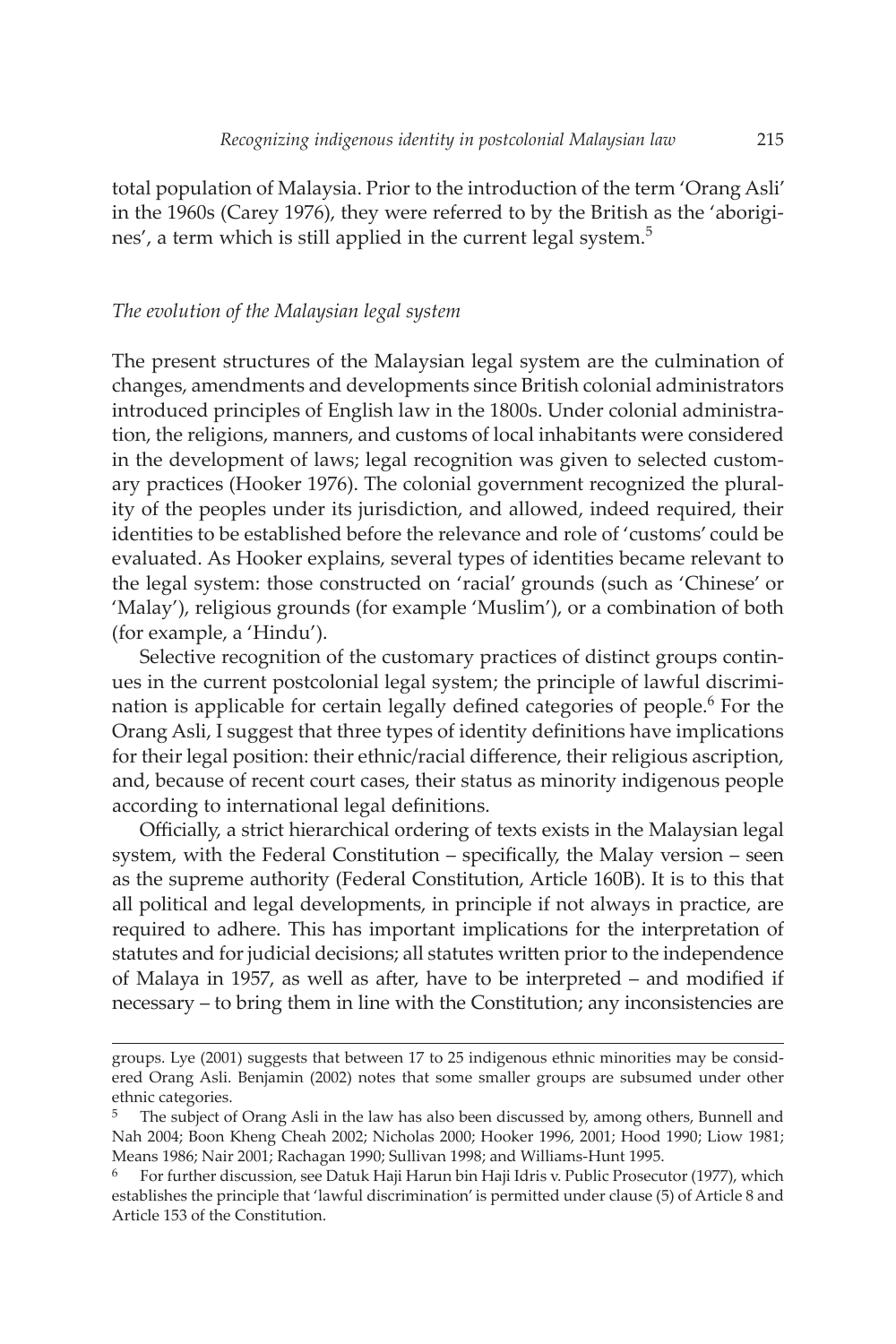total population of Malaysia. Prior to the introduction of the term 'Orang Asli' in the 1960s (Carey 1976), they were referred to by the British as the 'aborigines', a term which is still applied in the current legal system.[5]

## *The evolution of the Malaysian legal system*

The present structures of the Malaysian legal system are the culmination of changes, amendments and developments since British colonial administrators introduced principles of English law in the 1800s. Under colonial administration, the religions, manners, and customs of local inhabitants were considered in the development of laws; legal recognition was given to selected customary practices (Hooker 1976). The colonial government recognized the plurality of the peoples under its jurisdiction, and allowed, indeed required, their identities to be established before the relevance and role of 'customs' could be evaluated. As Hooker explains, several types of identities became relevant to the legal system: those constructed on 'racial' grounds (such as 'Chinese' or 'Malay'), religious grounds (for example 'Muslim'), or a combination of both (for example, a 'Hindu').

Selective recognition of the customary practices of distinct groups continues in the current postcolonial legal system; the principle of lawful discrimination is applicable for certain legally defined categories of people.[6] For the Orang Asli, I suggest that three types of identity definitions have implications for their legal position: their ethnic/racial difference, their religious ascription, and, because of recent court cases, their status as minority indigenous people according to international legal definitions.

Officially, a strict hierarchical ordering of texts exists in the Malaysian legal system, with the Federal Constitution – specifically, the Malay version – seen as the supreme authority (Federal Constitution, Article 160B). It is to this that all political and legal developments, in principle if not always in practice, are required to adhere. This has important implications for the interpretation of statutes and for judicial decisions; all statutes written prior to the independence of Malaya in 1957, as well as after, have to be interpreted – and modified if necessary – to bring them in line with the Constitution; any inconsistencies are

---

groups. Lye (2001) suggests that between 17 to 25 indigenous ethnic minorities may be considered Orang Asli. Benjamin (2002) notes that some smaller groups are subsumed under other ethnic categories.

5 The subject of Orang Asli in the law has also been discussed by, among others, Bunnell and Nah 2004; Boon Kheng Cheah 2002; Nicholas 2000; Hooker 1996, 2001; Hood 1990; Liow 1981; Means 1986; Nair 2001; Rachagan 1990; Sullivan 1998; and Williams-Hunt 1995.

6 For further discussion, see Datuk Haji Harun bin Haji Idris v. Public Prosecutor (1977), which establishes the principle that 'lawful discrimination' is permitted under clause (5) of Article 8 and Article 153 of the Constitution.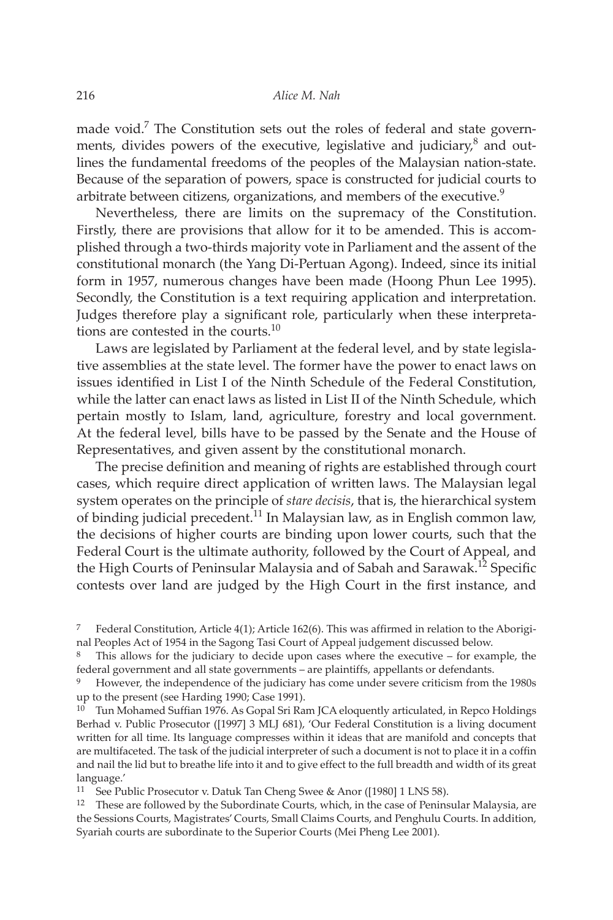made void.[7] The Constitution sets out the roles of federal and state governments, divides powers of the executive, legislative and judiciary,[8] and outlines the fundamental freedoms of the peoples of the Malaysian nation-state. Because of the separation of powers, space is constructed for judicial courts to arbitrate between citizens, organizations, and members of the executive.[9]

Nevertheless, there are limits on the supremacy of the Constitution. Firstly, there are provisions that allow for it to be amended. This is accomplished through a two-thirds majority vote in Parliament and the assent of the constitutional monarch (the Yang Di-Pertuan Agong). Indeed, since its initial form in 1957, numerous changes have been made (Hoong Phun Lee 1995). Secondly, the Constitution is a text requiring application and interpretation. Judges therefore play a significant role, particularly when these interpretations are contested in the courts.[10]

Laws are legislated by Parliament at the federal level, and by state legislative assemblies at the state level. The former have the power to enact laws on issues identified in List I of the Ninth Schedule of the Federal Constitution, while the latter can enact laws as listed in List II of the Ninth Schedule, which pertain mostly to Islam, land, agriculture, forestry and local government. At the federal level, bills have to be passed by the Senate and the House of Representatives, and given assent by the constitutional monarch.

The precise definition and meaning of rights are established through court cases, which require direct application of written laws. The Malaysian legal system operates on the principle of *stare decisis*, that is, the hierarchical system of binding judicial precedent.[11] In Malaysian law, as in English common law, the decisions of higher courts are binding upon lower courts, such that the Federal Court is the ultimate authority, followed by the Court of Appeal, and the High Courts of Peninsular Malaysia and of Sabah and Sarawak.[12] Specific contests over land are judged by the High Court in the first instance, and

[7] Federal Constitution, Article 4(1); Article 162(6). This was affirmed in relation to the Aboriginal Peoples Act of 1954 in the Sagong Tasi Court of Appeal judgement discussed below.

[8] This allows for the judiciary to decide upon cases where the executive – for example, the federal government and all state governments – are plaintiffs, appellants or defendants.

[9] However, the independence of the judiciary has come under severe criticism from the 1980s up to the present (see Harding 1990; Case 1991).

[10] Tun Mohamed Suffian 1976. As Gopal Sri Ram JCA eloquently articulated, in Repco Holdings Berhad v. Public Prosecutor ([1997] 3 MLJ 681), 'Our Federal Constitution is a living document written for all time. Its language compresses within it ideas that are manifold and concepts that are multifaceted. The task of the judicial interpreter of such a document is not to place it in a coffin and nail the lid but to breathe life into it and to give effect to the full breadth and width of its great language.'

[11] See Public Prosecutor v. Datuk Tan Cheng Swee & Anor ([1980] 1 LNS 58).

[12] These are followed by the Subordinate Courts, which, in the case of Peninsular Malaysia, are the Sessions Courts, Magistrates' Courts, Small Claims Courts, and Penghulu Courts. In addition, Syariah courts are subordinate to the Superior Courts (Mei Pheng Lee 2001).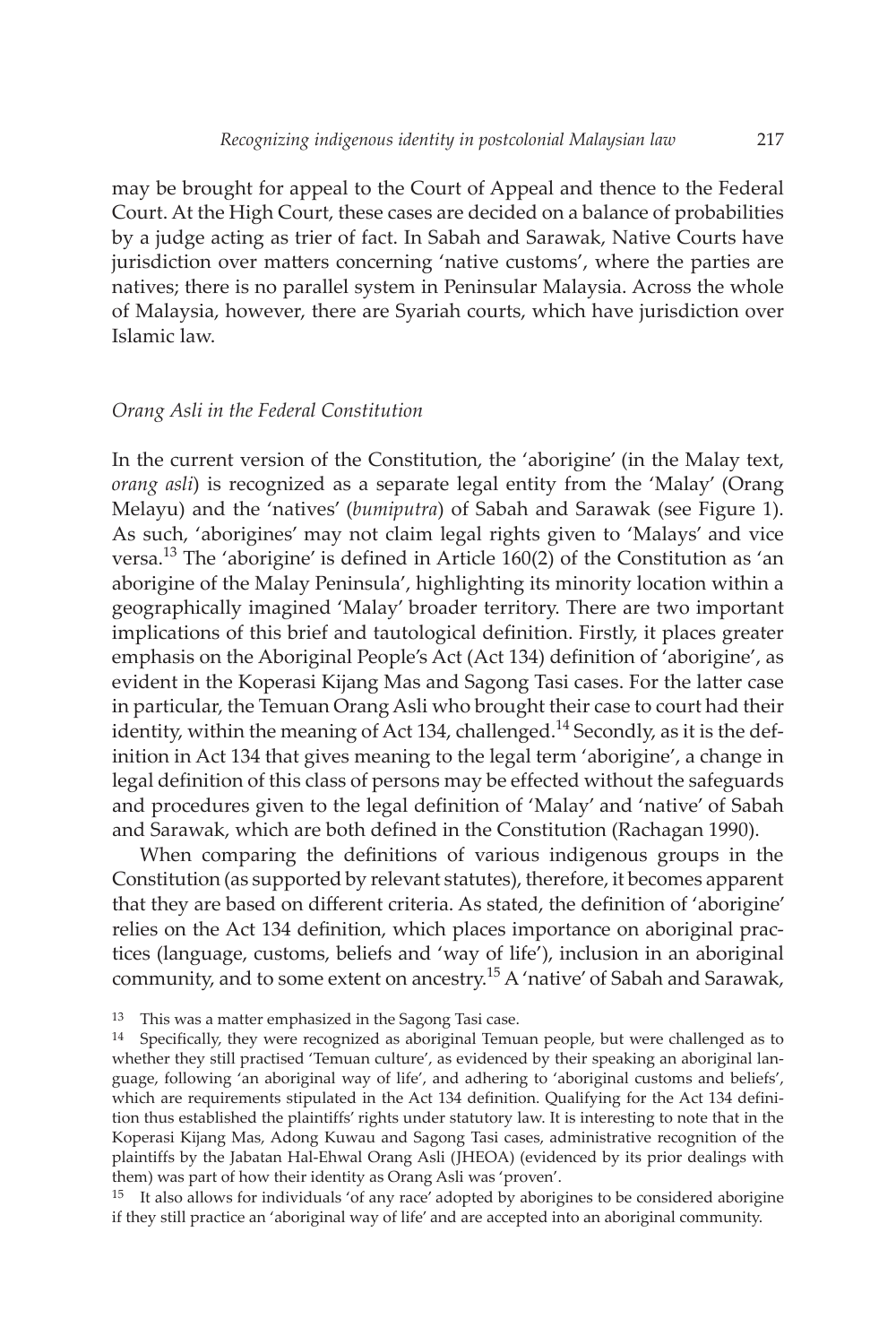may be brought for appeal to the Court of Appeal and thence to the Federal Court. At the High Court, these cases are decided on a balance of probabilities by a judge acting as trier of fact. In Sabah and Sarawak, Native Courts have jurisdiction over matters concerning 'native customs', where the parties are natives; there is no parallel system in Peninsular Malaysia. Across the whole of Malaysia, however, there are Syariah courts, which have jurisdiction over Islamic law.

### *Orang Asli in the Federal Constitution*

In the current version of the Constitution, the 'aborigine' (in the Malay text, *orang asli*) is recognized as a separate legal entity from the 'Malay' (Orang Melayu) and the 'natives' (*bumiputra*) of Sabah and Sarawak (see Figure 1). As such, 'aborigines' may not claim legal rights given to 'Malays' and vice versa.[13] The 'aborigine' is defined in Article 160(2) of the Constitution as 'an aborigine of the Malay Peninsula', highlighting its minority location within a geographically imagined 'Malay' broader territory. There are two important implications of this brief and tautological definition. Firstly, it places greater emphasis on the Aboriginal People's Act (Act 134) definition of 'aborigine', as evident in the Koperasi Kijang Mas and Sagong Tasi cases. For the latter case in particular, the Temuan Orang Asli who brought their case to court had their identity, within the meaning of Act 134, challenged.[14] Secondly, as it is the definition in Act 134 that gives meaning to the legal term 'aborigine', a change in legal definition of this class of persons may be effected without the safeguards and procedures given to the legal definition of 'Malay' and 'native' of Sabah and Sarawak, which are both defined in the Constitution (Rachagan 1990).

When comparing the definitions of various indigenous groups in the Constitution (as supported by relevant statutes), therefore, it becomes apparent that they are based on different criteria. As stated, the definition of 'aborigine' relies on the Act 134 definition, which places importance on aboriginal practices (language, customs, beliefs and 'way of life'), inclusion in an aboriginal community, and to some extent on ancestry.[15] A 'native' of Sabah and Sarawak,

[13] This was a matter emphasized in the Sagong Tasi case.

[14] Specifically, they were recognized as aboriginal Temuan people, but were challenged as to whether they still practised 'Temuan culture', as evidenced by their speaking an aboriginal language, following 'an aboriginal way of life', and adhering to 'aboriginal customs and beliefs', which are requirements stipulated in the Act 134 definition. Qualifying for the Act 134 definition thus established the plaintiffs' rights under statutory law. It is interesting to note that in the Koperasi Kijang Mas, Adong Kuwau and Sagong Tasi cases, administrative recognition of the plaintiffs by the Jabatan Hal-Ehwal Orang Asli (JHEOA) (evidenced by its prior dealings with them) was part of how their identity as Orang Asli was 'proven'.

[15] It also allows for individuals 'of any race' adopted by aborigines to be considered aborigine if they still practice an 'aboriginal way of life' and are accepted into an aboriginal community.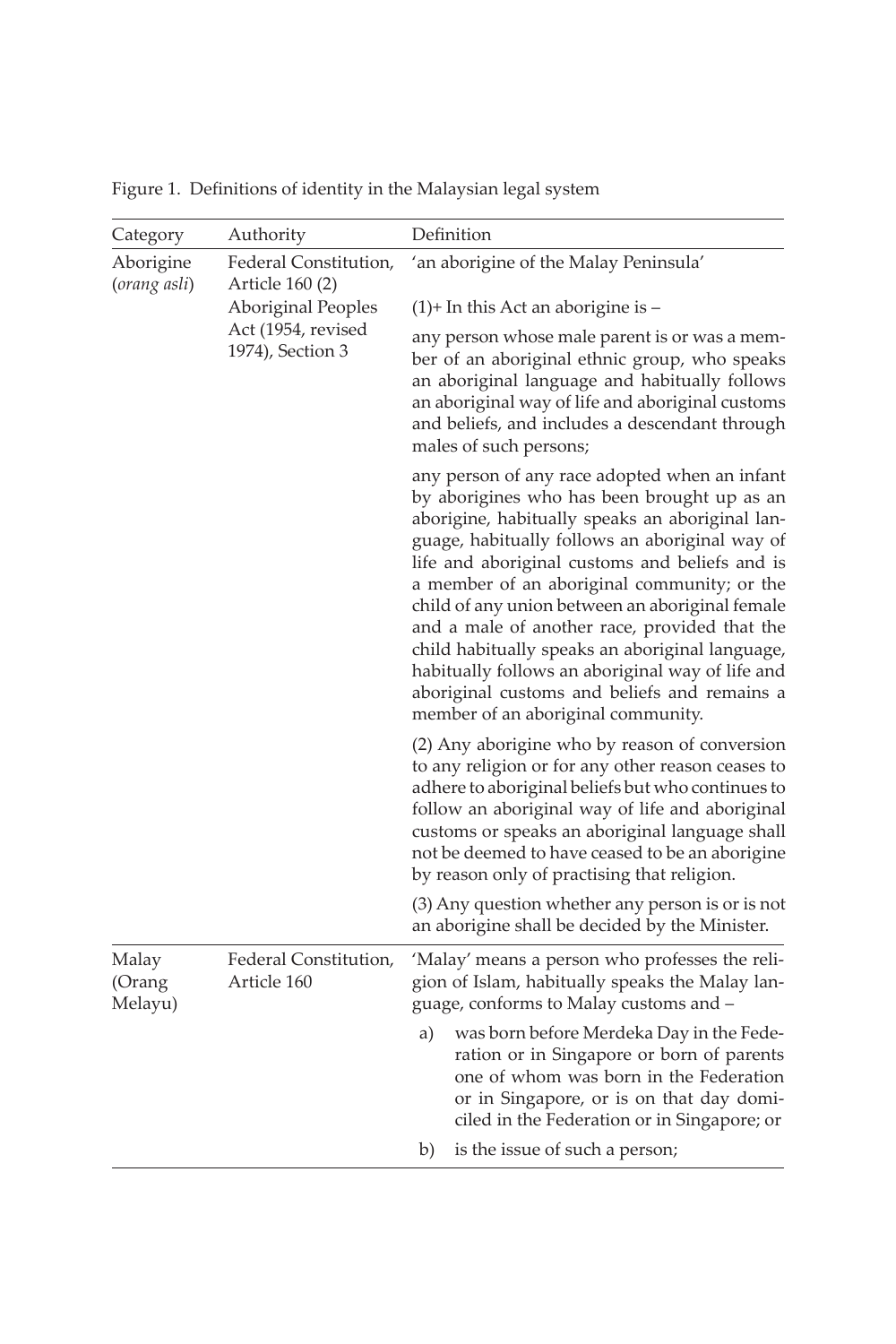Figure 1. Definitions of identity in the Malaysian legal system

| Category | Authority | Definition |
|---|---|---|
| Aborigine (*orang asli*) | Federal Constitution, Article 160 (2) | 'an aborigine of the Malay Peninsula' |
| | Aboriginal Peoples Act (1954, revised 1974), Section 3 | (1)+ In this Act an aborigine is – |
| | | any person whose male parent is or was a member of an aboriginal ethnic group, who speaks an aboriginal language and habitually follows an aboriginal way of life and aboriginal customs and beliefs, and includes a descendant through males of such persons; |
| | | any person of any race adopted when an infant by aborigines who has been brought up as an aborigine, habitually speaks an aboriginal language, habitually follows an aboriginal way of life and aboriginal customs and beliefs and is a member of an aboriginal community; or the child of any union between an aboriginal female and a male of another race, provided that the child habitually speaks an aboriginal language, habitually follows an aboriginal way of life and aboriginal customs and beliefs and remains a member of an aboriginal community. |
| | | (2) Any aborigine who by reason of conversion to any religion or for any other reason ceases to adhere to aboriginal beliefs but who continues to follow an aboriginal way of life and aboriginal customs or speaks an aboriginal language shall not be deemed to have ceased to be an aborigine by reason only of practising that religion. |
| | | (3) Any question whether any person is or is not an aborigine shall be decided by the Minister. |
| Malay (Orang Melayu) | Federal Constitution, Article 160 | 'Malay' means a person who professes the religion of Islam, habitually speaks the Malay language, conforms to Malay customs and – |
| | | a) was born before Merdeka Day in the Federation or in Singapore or born of parents one of whom was born in the Federation or in Singapore, or is on that day domiciled in the Federation or in Singapore; or |
| | | b) is the issue of such a person; |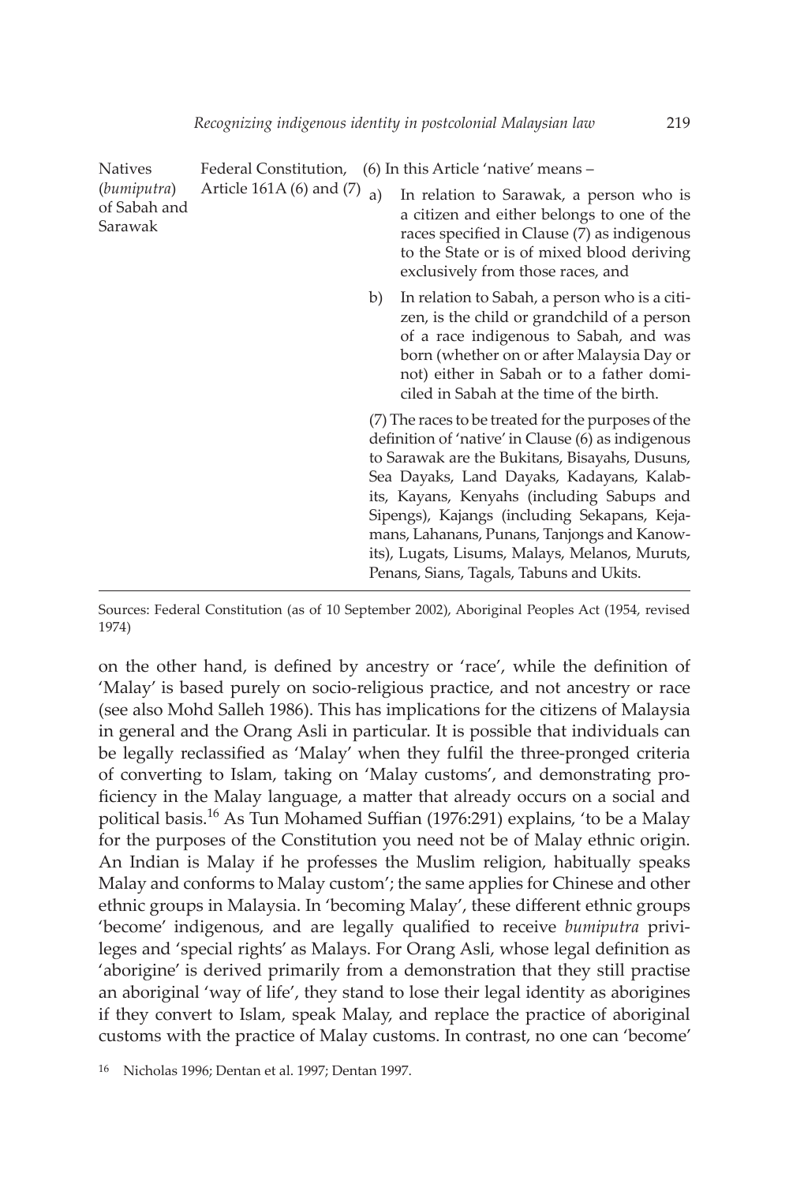| | | |
|---|---|---|
| Natives (*bumiputra*) of Sabah and Sarawak | Federal Constitution, Article 161A (6) and (7) | (6) In this Article 'native' means – <br> a) In relation to Sarawak, a person who is a citizen and either belongs to one of the races specified in Clause (7) as indigenous to the State or is of mixed blood deriving exclusively from those races, and <br> b) In relation to Sabah, a person who is a citizen, is the child or grandchild of a person of a race indigenous to Sabah, and was born (whether on or after Malaysia Day or not) either in Sabah or to a father domiciled in Sabah at the time of the birth. <br><br> (7) The races to be treated for the purposes of the definition of 'native' in Clause (6) as indigenous to Sarawak are the Bukitans, Bisayahs, Dusuns, Sea Dayaks, Land Dayaks, Kadayans, Kalabits, Kayans, Kenyahs (including Sabups and Sipengs), Kajangs (including Sekapans, Kejamans, Lahanans, Punans, Tanjongs and Kanowits), Lugats, Lisums, Malays, Melanos, Muruts, Penans, Sians, Tagals, Tabuns and Ukits. |

Sources: Federal Constitution (as of 10 September 2002), Aboriginal Peoples Act (1954, revised 1974)

on the other hand, is defined by ancestry or 'race', while the definition of 'Malay' is based purely on socio-religious practice, and not ancestry or race (see also Mohd Salleh 1986). This has implications for the citizens of Malaysia in general and the Orang Asli in particular. It is possible that individuals can be legally reclassified as 'Malay' when they fulfil the three-pronged criteria of converting to Islam, taking on 'Malay customs', and demonstrating proficiency in the Malay language, a matter that already occurs on a social and political basis.[16] As Tun Mohamed Suffian (1976:291) explains, 'to be a Malay for the purposes of the Constitution you need not be of Malay ethnic origin. An Indian is Malay if he professes the Muslim religion, habitually speaks Malay and conforms to Malay custom'; the same applies for Chinese and other ethnic groups in Malaysia. In 'becoming Malay', these different ethnic groups 'become' indigenous, and are legally qualified to receive *bumiputra* privileges and 'special rights' as Malays. For Orang Asli, whose legal definition as 'aborigine' is derived primarily from a demonstration that they still practise an aboriginal 'way of life', they stand to lose their legal identity as aborigines if they convert to Islam, speak Malay, and replace the practice of aboriginal customs with the practice of Malay customs. In contrast, no one can 'become'

[16] Nicholas 1996; Dentan et al. 1997; Dentan 1997.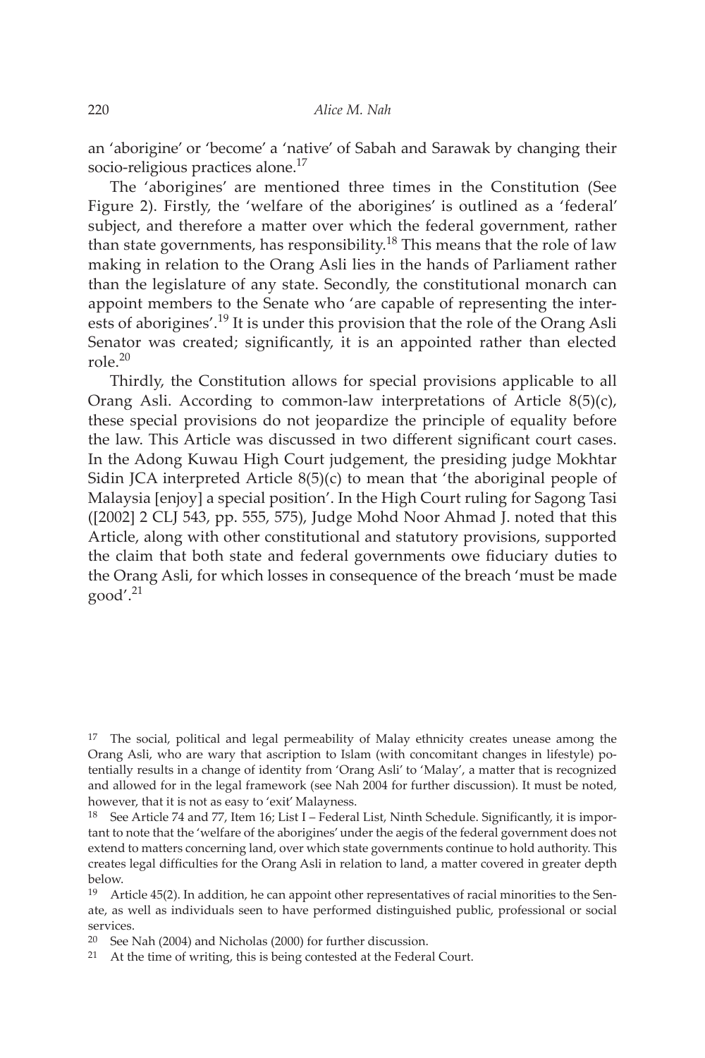an 'aborigine' or 'become' a 'native' of Sabah and Sarawak by changing their socio-religious practices alone.[17]

The 'aborigines' are mentioned three times in the Constitution (See Figure 2). Firstly, the 'welfare of the aborigines' is outlined as a 'federal' subject, and therefore a matter over which the federal government, rather than state governments, has responsibility.[18] This means that the role of law making in relation to the Orang Asli lies in the hands of Parliament rather than the legislature of any state. Secondly, the constitutional monarch can appoint members to the Senate who 'are capable of representing the interests of aborigines'.[19] It is under this provision that the role of the Orang Asli Senator was created; significantly, it is an appointed rather than elected role.[20]

Thirdly, the Constitution allows for special provisions applicable to all Orang Asli. According to common-law interpretations of Article 8(5)(c), these special provisions do not jeopardize the principle of equality before the law. This Article was discussed in two different significant court cases. In the Adong Kuwau High Court judgement, the presiding judge Mokhtar Sidin JCA interpreted Article 8(5)(c) to mean that 'the aboriginal people of Malaysia [enjoy] a special position'. In the High Court ruling for Sagong Tasi ([2002] 2 CLJ 543, pp. 555, 575), Judge Mohd Noor Ahmad J. noted that this Article, along with other constitutional and statutory provisions, supported the claim that both state and federal governments owe fiduciary duties to the Orang Asli, for which losses in consequence of the breach 'must be made good'.[21]

---

[17] The social, political and legal permeability of Malay ethnicity creates unease among the Orang Asli, who are wary that ascription to Islam (with concomitant changes in lifestyle) potentially results in a change of identity from 'Orang Asli' to 'Malay', a matter that is recognized and allowed for in the legal framework (see Nah 2004 for further discussion). It must be noted, however, that it is not as easy to 'exit' Malayness.

[18] See Article 74 and 77, Item 16; List I – Federal List, Ninth Schedule. Significantly, it is important to note that the 'welfare of the aborigines' under the aegis of the federal government does not extend to matters concerning land, over which state governments continue to hold authority. This creates legal difficulties for the Orang Asli in relation to land, a matter covered in greater depth below.

[19] Article 45(2). In addition, he can appoint other representatives of racial minorities to the Senate, as well as individuals seen to have performed distinguished public, professional or social services.

[20] See Nah (2004) and Nicholas (2000) for further discussion.

[21] At the time of writing, this is being contested at the Federal Court.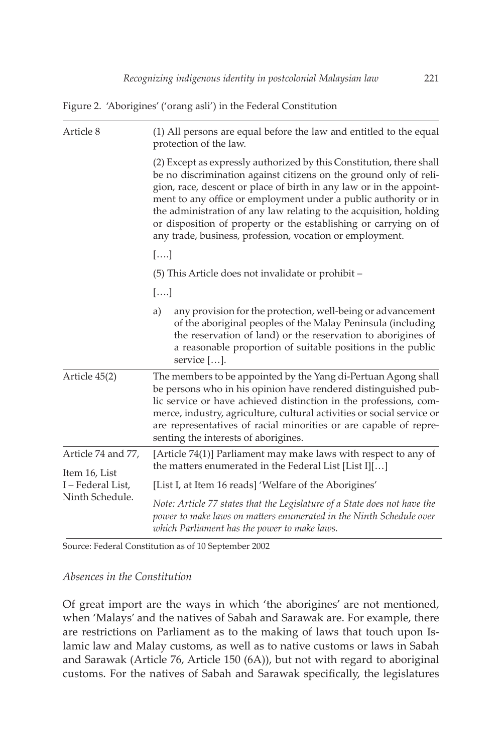Figure 2. 'Aborigines' ('orang asli') in the Federal Constitution

| | |
|---|---|
| Article 8 | (1) All persons are equal before the law and entitled to the equal protection of the law.<br><br>(2) Except as expressly authorized by this Constitution, there shall be no discrimination against citizens on the ground only of religion, race, descent or place of birth in any law or in the appointment to any office or employment under a public authority or in the administration of any law relating to the acquisition, holding or disposition of property or the establishing or carrying on of any trade, business, profession, vocation or employment.<br><br>[….]<br><br>(5) This Article does not invalidate or prohibit –<br><br>[….]<br><br>a) any provision for the protection, well-being or advancement of the aboriginal peoples of the Malay Peninsula (including the reservation of land) or the reservation to aborigines of a reasonable proportion of suitable positions in the public service […]. |
| Article 45(2) | The members to be appointed by the Yang di-Pertuan Agong shall be persons who in his opinion have rendered distinguished public service or have achieved distinction in the professions, commerce, industry, agriculture, cultural activities or social service or are representatives of racial minorities or are capable of representing the interests of aborigines. |
| Article 74 and 77, Item 16, List I – Federal List, Ninth Schedule. | [Article 74(1)] Parliament may make laws with respect to any of the matters enumerated in the Federal List [List I][…]<br><br>[List I, at Item 16 reads] 'Welfare of the Aborigines'<br><br>*Note: Article 77 states that the Legislature of a State does not have the power to make laws on matters enumerated in the Ninth Schedule over which Parliament has the power to make laws.* |

Source: Federal Constitution as of 10 September 2002

*Absences in the Constitution*

Of great import are the ways in which 'the aborigines' are not mentioned, when 'Malays' and the natives of Sabah and Sarawak are. For example, there are restrictions on Parliament as to the making of laws that touch upon Islamic law and Malay customs, as well as to native customs or laws in Sabah and Sarawak (Article 76, Article 150 (6A)), but not with regard to aboriginal customs. For the natives of Sabah and Sarawak specifically, the legislatures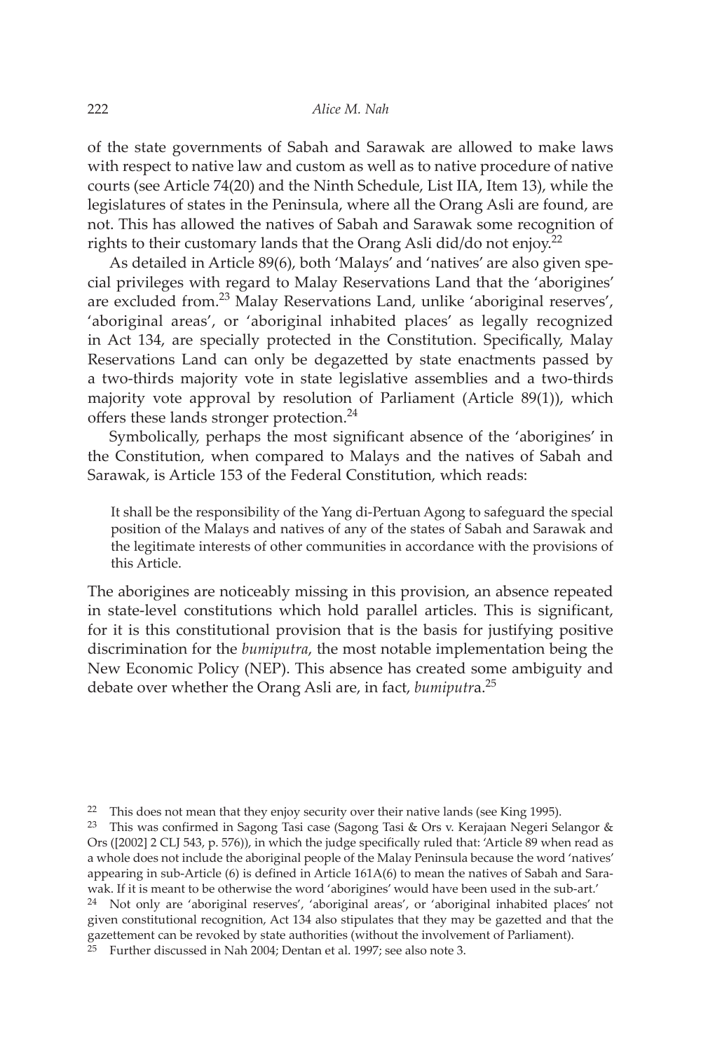of the state governments of Sabah and Sarawak are allowed to make laws with respect to native law and custom as well as to native procedure of native courts (see Article 74(20) and the Ninth Schedule, List IIA, Item 13), while the legislatures of states in the Peninsula, where all the Orang Asli are found, are not. This has allowed the natives of Sabah and Sarawak some recognition of rights to their customary lands that the Orang Asli did/do not enjoy.[22]

As detailed in Article 89(6), both 'Malays' and 'natives' are also given special privileges with regard to Malay Reservations Land that the 'aborigines' are excluded from.[23] Malay Reservations Land, unlike 'aboriginal reserves', 'aboriginal areas', or 'aboriginal inhabited places' as legally recognized in Act 134, are specially protected in the Constitution. Specifically, Malay Reservations Land can only be degazetted by state enactments passed by a two-thirds majority vote in state legislative assemblies and a two-thirds majority vote approval by resolution of Parliament (Article 89(1)), which offers these lands stronger protection.[24]

Symbolically, perhaps the most significant absence of the 'aborigines' in the Constitution, when compared to Malays and the natives of Sabah and Sarawak, is Article 153 of the Federal Constitution, which reads:

> It shall be the responsibility of the Yang di-Pertuan Agong to safeguard the special position of the Malays and natives of any of the states of Sabah and Sarawak and the legitimate interests of other communities in accordance with the provisions of this Article.

The aborigines are noticeably missing in this provision, an absence repeated in state-level constitutions which hold parallel articles. This is significant, for it is this constitutional provision that is the basis for justifying positive discrimination for the *bumiputra*, the most notable implementation being the New Economic Policy (NEP). This absence has created some ambiguity and debate over whether the Orang Asli are, in fact, *bumiputra*.[25]

---

[22] This does not mean that they enjoy security over their native lands (see King 1995).

[23] This was confirmed in Sagong Tasi case (Sagong Tasi & Ors v. Kerajaan Negeri Selangor & Ors ([2002] 2 CLJ 543, p. 576)), in which the judge specifically ruled that: 'Article 89 when read as a whole does not include the aboriginal people of the Malay Peninsula because the word 'natives' appearing in sub-Article (6) is defined in Article 161A(6) to mean the natives of Sabah and Sarawak. If it is meant to be otherwise the word 'aborigines' would have been used in the sub-art.'

[24] Not only are 'aboriginal reserves', 'aboriginal areas', or 'aboriginal inhabited places' not given constitutional recognition, Act 134 also stipulates that they may be gazetted and that the gazettement can be revoked by state authorities (without the involvement of Parliament).

[25] Further discussed in Nah 2004; Dentan et al. 1997; see also note 3.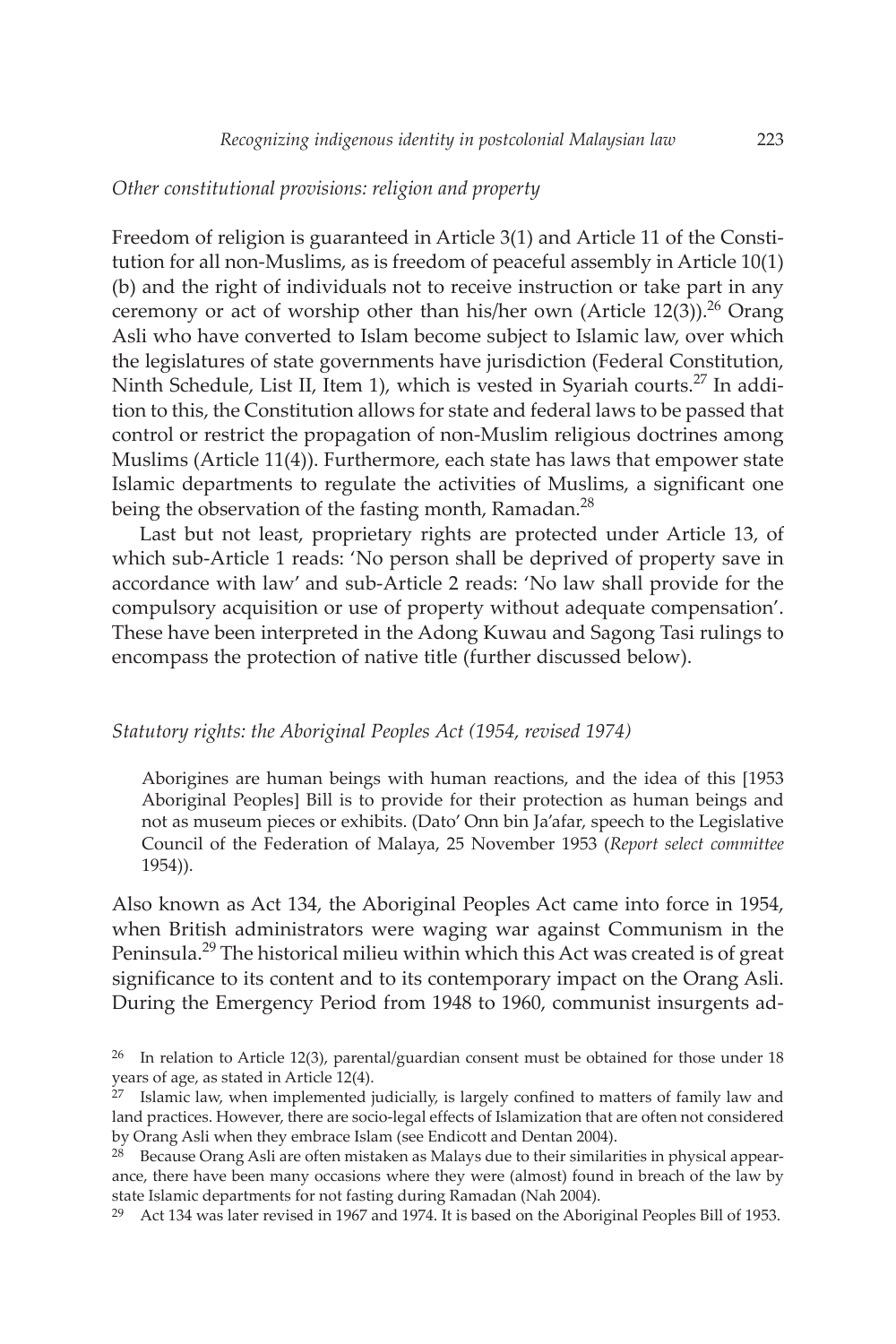*Other constitutional provisions: religion and property*

Freedom of religion is guaranteed in Article 3(1) and Article 11 of the Constitution for all non-Muslims, as is freedom of peaceful assembly in Article 10(1)(b) and the right of individuals not to receive instruction or take part in any ceremony or act of worship other than his/her own (Article 12(3)).[26] Orang Asli who have converted to Islam become subject to Islamic law, over which the legislatures of state governments have jurisdiction (Federal Constitution, Ninth Schedule, List II, Item 1), which is vested in Syariah courts.[27] In addition to this, the Constitution allows for state and federal laws to be passed that control or restrict the propagation of non-Muslim religious doctrines among Muslims (Article 11(4)). Furthermore, each state has laws that empower state Islamic departments to regulate the activities of Muslims, a significant one being the observation of the fasting month, Ramadan.[28]

Last but not least, proprietary rights are protected under Article 13, of which sub-Article 1 reads: 'No person shall be deprived of property save in accordance with law' and sub-Article 2 reads: 'No law shall provide for the compulsory acquisition or use of property without adequate compensation'. These have been interpreted in the Adong Kuwau and Sagong Tasi rulings to encompass the protection of native title (further discussed below).

*Statutory rights: the Aboriginal Peoples Act (1954, revised 1974)*

> Aborigines are human beings with human reactions, and the idea of this [1953 Aboriginal Peoples] Bill is to provide for their protection as human beings and not as museum pieces or exhibits. (Dato' Onn bin Ja'afar, speech to the Legislative Council of the Federation of Malaya, 25 November 1953 (*Report select committee* 1954)).

Also known as Act 134, the Aboriginal Peoples Act came into force in 1954, when British administrators were waging war against Communism in the Peninsula.[29] The historical milieu within which this Act was created is of great significance to its content and to its contemporary impact on the Orang Asli. During the Emergency Period from 1948 to 1960, communist insurgents ad-

[26] In relation to Article 12(3), parental/guardian consent must be obtained for those under 18 years of age, as stated in Article 12(4).

[27] Islamic law, when implemented judicially, is largely confined to matters of family law and land practices. However, there are socio-legal effects of Islamization that are often not considered by Orang Asli when they embrace Islam (see Endicott and Dentan 2004).

[28] Because Orang Asli are often mistaken as Malays due to their similarities in physical appearance, there have been many occasions where they were (almost) found in breach of the law by state Islamic departments for not fasting during Ramadan (Nah 2004).

[29] Act 134 was later revised in 1967 and 1974. It is based on the Aboriginal Peoples Bill of 1953.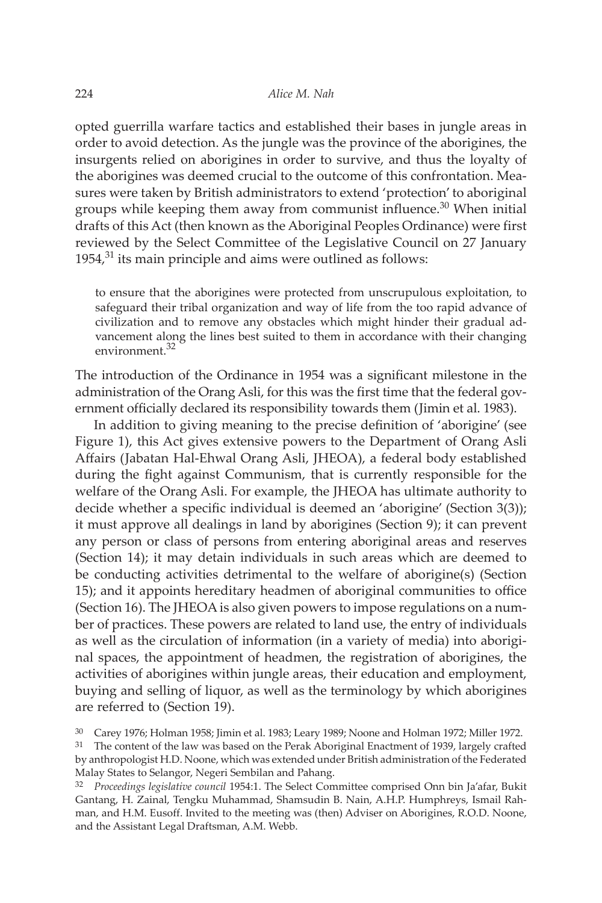opted guerrilla warfare tactics and established their bases in jungle areas in order to avoid detection. As the jungle was the province of the aborigines, the insurgents relied on aborigines in order to survive, and thus the loyalty of the aborigines was deemed crucial to the outcome of this confrontation. Measures were taken by British administrators to extend 'protection' to aboriginal groups while keeping them away from communist influence.[30] When initial drafts of this Act (then known as the Aboriginal Peoples Ordinance) were first reviewed by the Select Committee of the Legislative Council on 27 January 1954,[31] its main principle and aims were outlined as follows:

> to ensure that the aborigines were protected from unscrupulous exploitation, to safeguard their tribal organization and way of life from the too rapid advance of civilization and to remove any obstacles which might hinder their gradual advancement along the lines best suited to them in accordance with their changing environment.[32]

The introduction of the Ordinance in 1954 was a significant milestone in the administration of the Orang Asli, for this was the first time that the federal government officially declared its responsibility towards them (Jimin et al. 1983).

In addition to giving meaning to the precise definition of 'aborigine' (see Figure 1), this Act gives extensive powers to the Department of Orang Asli Affairs (Jabatan Hal-Ehwal Orang Asli, JHEOA), a federal body established during the fight against Communism, that is currently responsible for the welfare of the Orang Asli. For example, the JHEOA has ultimate authority to decide whether a specific individual is deemed an 'aborigine' (Section 3(3)); it must approve all dealings in land by aborigines (Section 9); it can prevent any person or class of persons from entering aboriginal areas and reserves (Section 14); it may detain individuals in such areas which are deemed to be conducting activities detrimental to the welfare of aborigine(s) (Section 15); and it appoints hereditary headmen of aboriginal communities to office (Section 16). The JHEOA is also given powers to impose regulations on a number of practices. These powers are related to land use, the entry of individuals as well as the circulation of information (in a variety of media) into aboriginal spaces, the appointment of headmen, the registration of aborigines, the activities of aborigines within jungle areas, their education and employment, buying and selling of liquor, as well as the terminology by which aborigines are referred to (Section 19).

[30] Carey 1976; Holman 1958; Jimin et al. 1983; Leary 1989; Noone and Holman 1972; Miller 1972.

[31] The content of the law was based on the Perak Aboriginal Enactment of 1939, largely crafted by anthropologist H.D. Noone, which was extended under British administration of the Federated Malay States to Selangor, Negeri Sembilan and Pahang.

[32] *Proceedings legislative council* 1954:1. The Select Committee comprised Onn bin Ja'afar, Bukit Gantang, H. Zainal, Tengku Muhammad, Shamsudin B. Nain, A.H.P. Humphreys, Ismail Rahman, and H.M. Eusoff. Invited to the meeting was (then) Adviser on Aborigines, R.O.D. Noone, and the Assistant Legal Draftsman, A.M. Webb.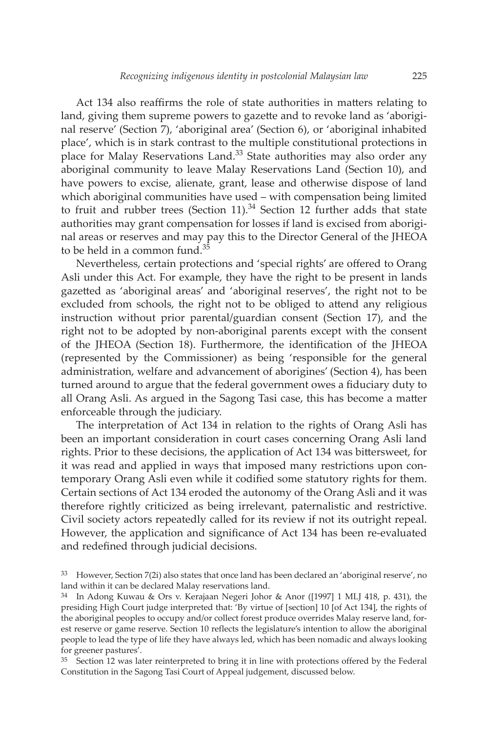Act 134 also reaffirms the role of state authorities in matters relating to land, giving them supreme powers to gazette and to revoke land as 'aboriginal reserve' (Section 7), 'aboriginal area' (Section 6), or 'aboriginal inhabited place', which is in stark contrast to the multiple constitutional protections in place for Malay Reservations Land.[33] State authorities may also order any aboriginal community to leave Malay Reservations Land (Section 10), and have powers to excise, alienate, grant, lease and otherwise dispose of land which aboriginal communities have used – with compensation being limited to fruit and rubber trees (Section 11).[34] Section 12 further adds that state authorities may grant compensation for losses if land is excised from aboriginal areas or reserves and may pay this to the Director General of the JHEOA to be held in a common fund.[35]

Nevertheless, certain protections and 'special rights' are offered to Orang Asli under this Act. For example, they have the right to be present in lands gazetted as 'aboriginal areas' and 'aboriginal reserves', the right not to be excluded from schools, the right not to be obliged to attend any religious instruction without prior parental/guardian consent (Section 17), and the right not to be adopted by non-aboriginal parents except with the consent of the JHEOA (Section 18). Furthermore, the identification of the JHEOA (represented by the Commissioner) as being 'responsible for the general administration, welfare and advancement of aborigines' (Section 4), has been turned around to argue that the federal government owes a fiduciary duty to all Orang Asli. As argued in the Sagong Tasi case, this has become a matter enforceable through the judiciary.

The interpretation of Act 134 in relation to the rights of Orang Asli has been an important consideration in court cases concerning Orang Asli land rights. Prior to these decisions, the application of Act 134 was bittersweet, for it was read and applied in ways that imposed many restrictions upon contemporary Orang Asli even while it codified some statutory rights for them. Certain sections of Act 134 eroded the autonomy of the Orang Asli and it was therefore rightly criticized as being irrelevant, paternalistic and restrictive. Civil society actors repeatedly called for its review if not its outright repeal. However, the application and significance of Act 134 has been re-evaluated and redefined through judicial decisions.

[33] However, Section 7(2i) also states that once land has been declared an 'aboriginal reserve', no land within it can be declared Malay reservations land.

[34] In Adong Kuwau & Ors v. Kerajaan Negeri Johor & Anor ([1997] 1 MLJ 418, p. 431), the presiding High Court judge interpreted that: 'By virtue of [section] 10 [of Act 134], the rights of the aboriginal peoples to occupy and/or collect forest produce overrides Malay reserve land, forest reserve or game reserve. Section 10 reflects the legislature's intention to allow the aboriginal people to lead the type of life they have always led, which has been nomadic and always looking for greener pastures'.

[35] Section 12 was later reinterpreted to bring it in line with protections offered by the Federal Constitution in the Sagong Tasi Court of Appeal judgement, discussed below.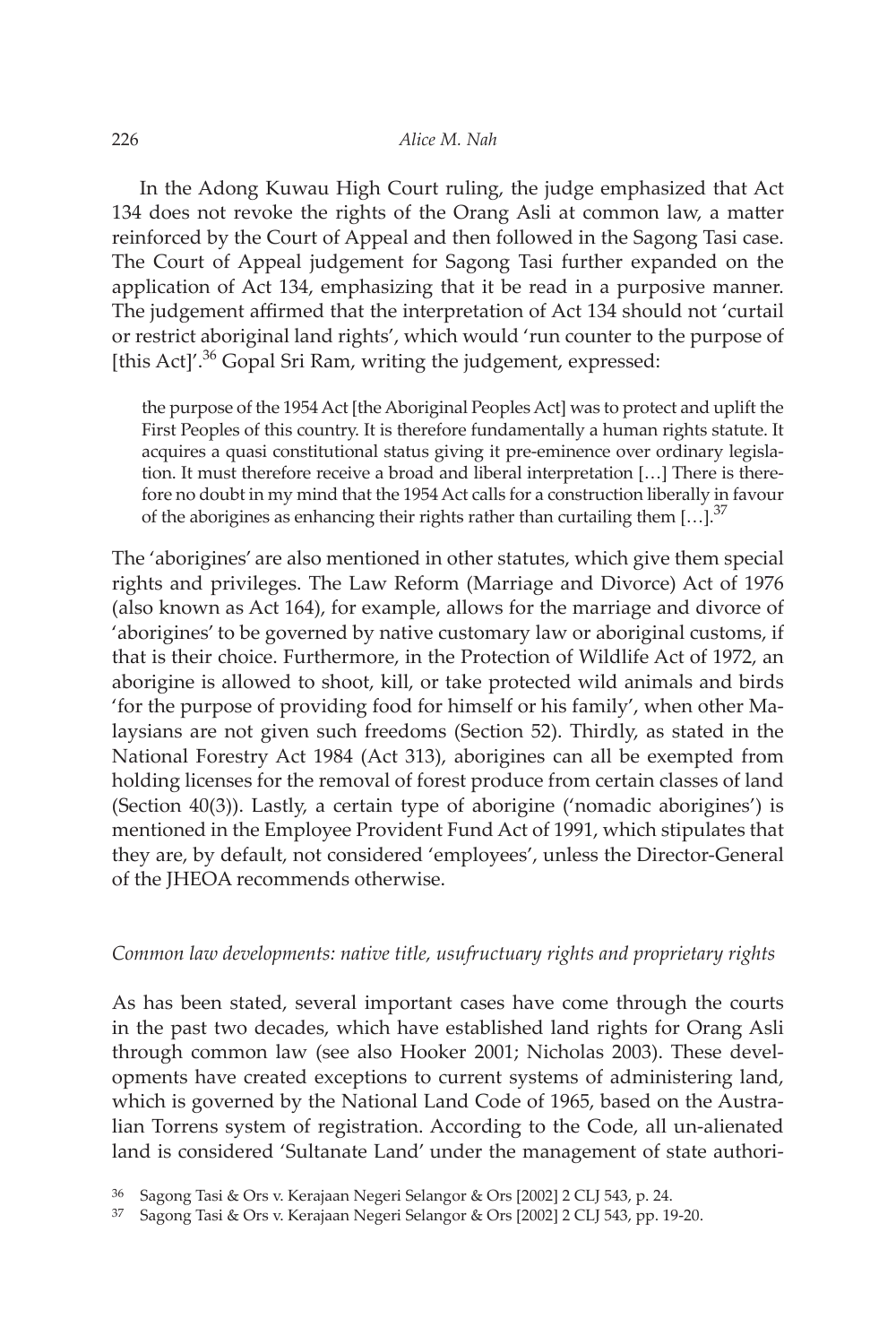In the Adong Kuwau High Court ruling, the judge emphasized that Act 134 does not revoke the rights of the Orang Asli at common law, a matter reinforced by the Court of Appeal and then followed in the Sagong Tasi case. The Court of Appeal judgement for Sagong Tasi further expanded on the application of Act 134, emphasizing that it be read in a purposive manner. The judgement affirmed that the interpretation of Act 134 should not 'curtail or restrict aboriginal land rights', which would 'run counter to the purpose of [this Act]'.[36] Gopal Sri Ram, writing the judgement, expressed:

> the purpose of the 1954 Act [the Aboriginal Peoples Act] was to protect and uplift the First Peoples of this country. It is therefore fundamentally a human rights statute. It acquires a quasi constitutional status giving it pre-eminence over ordinary legislation. It must therefore receive a broad and liberal interpretation […] There is therefore no doubt in my mind that the 1954 Act calls for a construction liberally in favour of the aborigines as enhancing their rights rather than curtailing them […].[37]

The 'aborigines' are also mentioned in other statutes, which give them special rights and privileges. The Law Reform (Marriage and Divorce) Act of 1976 (also known as Act 164), for example, allows for the marriage and divorce of 'aborigines' to be governed by native customary law or aboriginal customs, if that is their choice. Furthermore, in the Protection of Wildlife Act of 1972, an aborigine is allowed to shoot, kill, or take protected wild animals and birds 'for the purpose of providing food for himself or his family', when other Malaysians are not given such freedoms (Section 52). Thirdly, as stated in the National Forestry Act 1984 (Act 313), aborigines can all be exempted from holding licenses for the removal of forest produce from certain classes of land (Section 40(3)). Lastly, a certain type of aborigine ('nomadic aborigines') is mentioned in the Employee Provident Fund Act of 1991, which stipulates that they are, by default, not considered 'employees', unless the Director-General of the JHEOA recommends otherwise.

*Common law developments: native title, usufructuary rights and proprietary rights*

As has been stated, several important cases have come through the courts in the past two decades, which have established land rights for Orang Asli through common law (see also Hooker 2001; Nicholas 2003). These developments have created exceptions to current systems of administering land, which is governed by the National Land Code of 1965, based on the Australian Torrens system of registration. According to the Code, all un-alienated land is considered 'Sultanate Land' under the management of state authori-

[36] Sagong Tasi & Ors v. Kerajaan Negeri Selangor & Ors [2002] 2 CLJ 543, p. 24.

[37] Sagong Tasi & Ors v. Kerajaan Negeri Selangor & Ors [2002] 2 CLJ 543, pp. 19-20.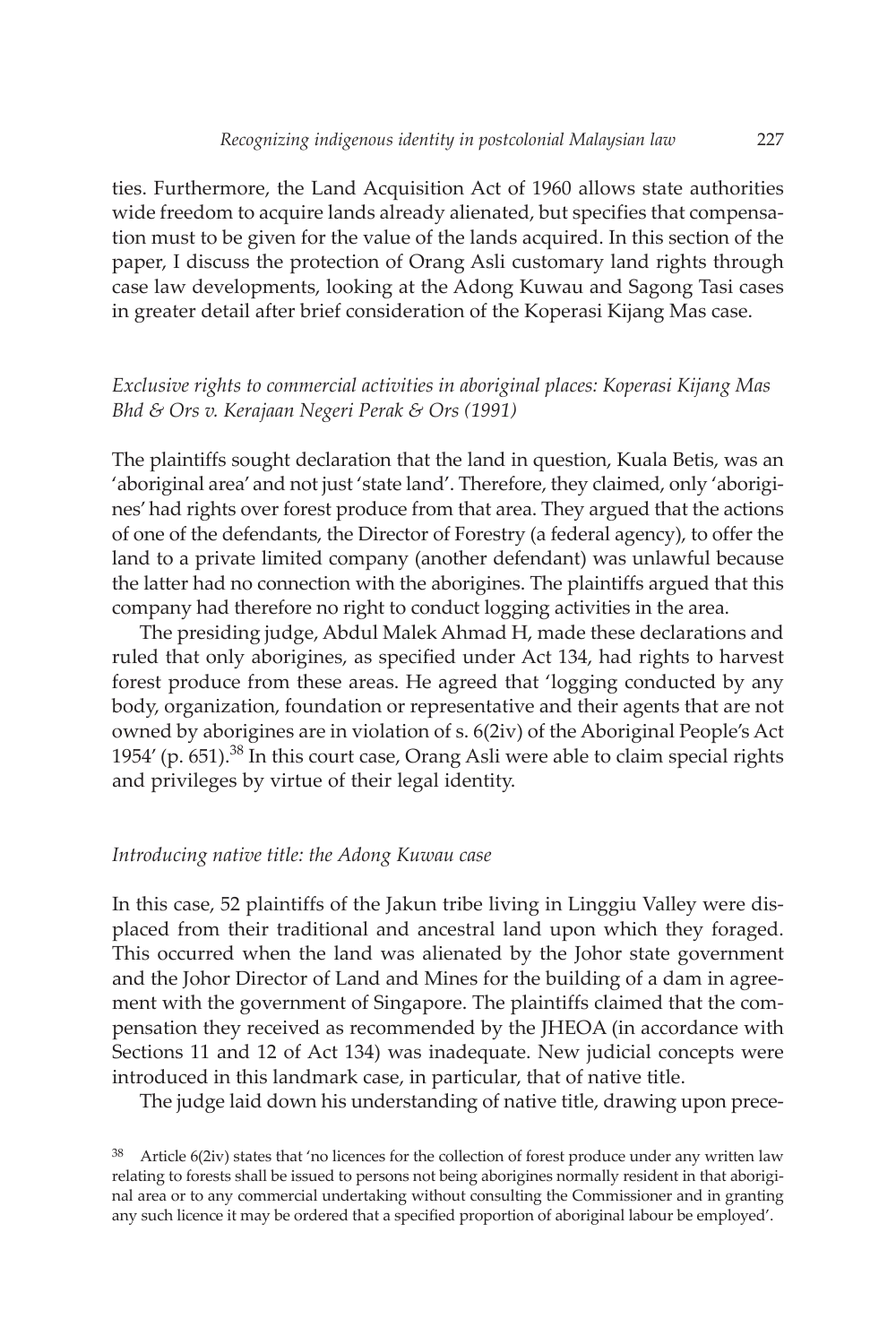ties. Furthermore, the Land Acquisition Act of 1960 allows state authorities wide freedom to acquire lands already alienated, but specifies that compensation must to be given for the value of the lands acquired. In this section of the paper, I discuss the protection of Orang Asli customary land rights through case law developments, looking at the Adong Kuwau and Sagong Tasi cases in greater detail after brief consideration of the Koperasi Kijang Mas case.

### *Exclusive rights to commercial activities in aboriginal places: Koperasi Kijang Mas Bhd & Ors v. Kerajaan Negeri Perak & Ors (1991)*

The plaintiffs sought declaration that the land in question, Kuala Betis, was an 'aboriginal area' and not just 'state land'. Therefore, they claimed, only 'aborigines' had rights over forest produce from that area. They argued that the actions of one of the defendants, the Director of Forestry (a federal agency), to offer the land to a private limited company (another defendant) was unlawful because the latter had no connection with the aborigines. The plaintiffs argued that this company had therefore no right to conduct logging activities in the area.

The presiding judge, Abdul Malek Ahmad H, made these declarations and ruled that only aborigines, as specified under Act 134, had rights to harvest forest produce from these areas. He agreed that 'logging conducted by any body, organization, foundation or representative and their agents that are not owned by aborigines are in violation of s. 6(2iv) of the Aboriginal People's Act 1954' (p. 651).[38] In this court case, Orang Asli were able to claim special rights and privileges by virtue of their legal identity.

### *Introducing native title: the Adong Kuwau case*

In this case, 52 plaintiffs of the Jakun tribe living in Linggiu Valley were displaced from their traditional and ancestral land upon which they foraged. This occurred when the land was alienated by the Johor state government and the Johor Director of Land and Mines for the building of a dam in agreement with the government of Singapore. The plaintiffs claimed that the compensation they received as recommended by the JHEOA (in accordance with Sections 11 and 12 of Act 134) was inadequate. New judicial concepts were introduced in this landmark case, in particular, that of native title.

The judge laid down his understanding of native title, drawing upon prece-

[38] Article 6(2iv) states that 'no licences for the collection of forest produce under any written law relating to forests shall be issued to persons not being aborigines normally resident in that aboriginal area or to any commercial undertaking without consulting the Commissioner and in granting any such licence it may be ordered that a specified proportion of aboriginal labour be employed'.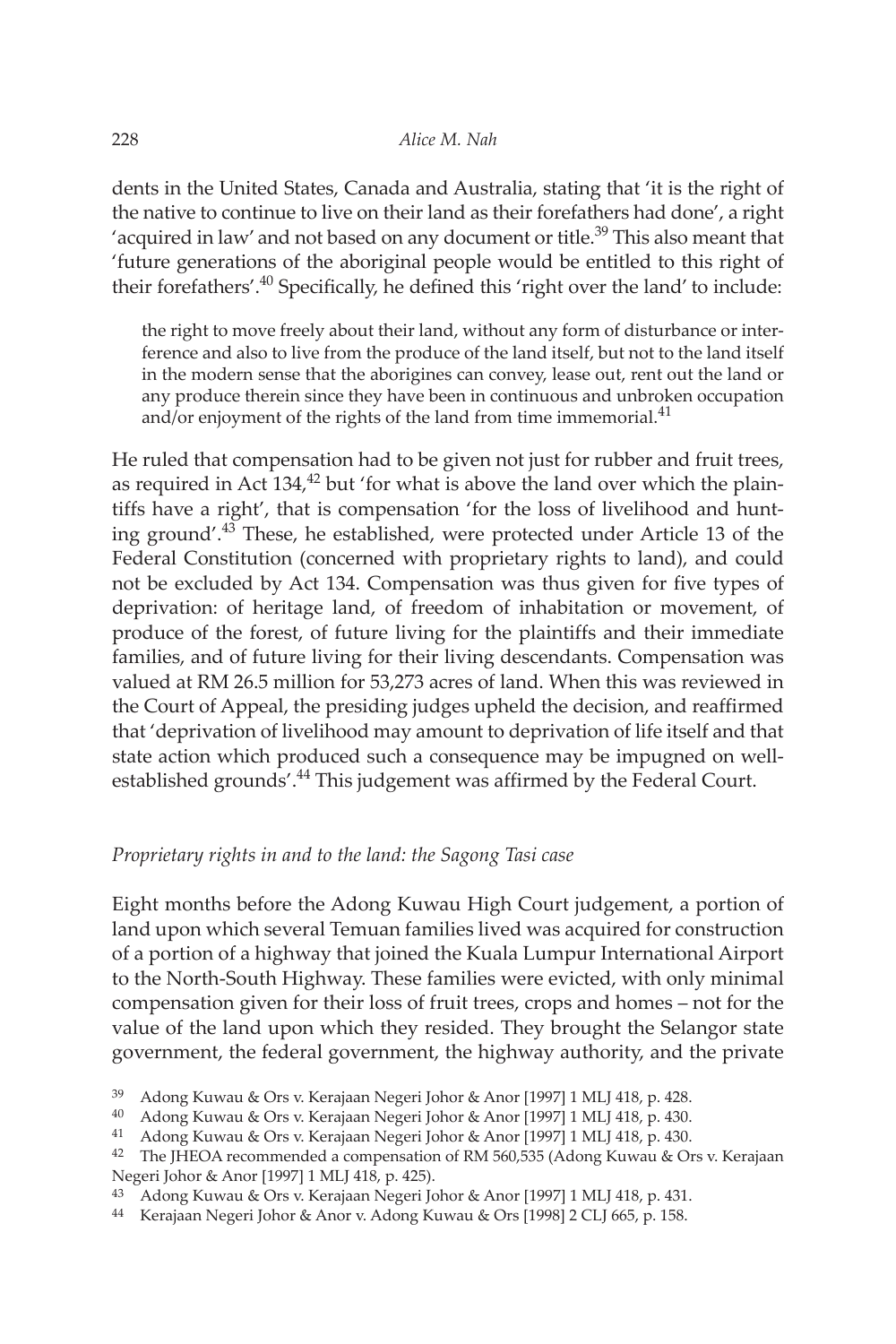dents in the United States, Canada and Australia, stating that 'it is the right of the native to continue to live on their land as their forefathers had done', a right 'acquired in law' and not based on any document or title.[39] This also meant that 'future generations of the aboriginal people would be entitled to this right of their forefathers'.[40] Specifically, he defined this 'right over the land' to include:

> the right to move freely about their land, without any form of disturbance or interference and also to live from the produce of the land itself, but not to the land itself in the modern sense that the aborigines can convey, lease out, rent out the land or any produce therein since they have been in continuous and unbroken occupation and/or enjoyment of the rights of the land from time immemorial.[41]

He ruled that compensation had to be given not just for rubber and fruit trees, as required in Act 134,[42] but 'for what is above the land over which the plaintiffs have a right', that is compensation 'for the loss of livelihood and hunting ground'.[43] These, he established, were protected under Article 13 of the Federal Constitution (concerned with proprietary rights to land), and could not be excluded by Act 134. Compensation was thus given for five types of deprivation: of heritage land, of freedom of inhabitation or movement, of produce of the forest, of future living for the plaintiffs and their immediate families, and of future living for their living descendants. Compensation was valued at RM 26.5 million for 53,273 acres of land. When this was reviewed in the Court of Appeal, the presiding judges upheld the decision, and reaffirmed that 'deprivation of livelihood may amount to deprivation of life itself and that state action which produced such a consequence may be impugned on well-established grounds'.[44] This judgement was affirmed by the Federal Court.

*Proprietary rights in and to the land: the Sagong Tasi case*

Eight months before the Adong Kuwau High Court judgement, a portion of land upon which several Temuan families lived was acquired for construction of a portion of a highway that joined the Kuala Lumpur International Airport to the North-South Highway. These families were evicted, with only minimal compensation given for their loss of fruit trees, crops and homes – not for the value of the land upon which they resided. They brought the Selangor state government, the federal government, the highway authority, and the private

[39] Adong Kuwau & Ors v. Kerajaan Negeri Johor & Anor [1997] 1 MLJ 418, p. 428.

[40] Adong Kuwau & Ors v. Kerajaan Negeri Johor & Anor [1997] 1 MLJ 418, p. 430.

[41] Adong Kuwau & Ors v. Kerajaan Negeri Johor & Anor [1997] 1 MLJ 418, p. 430.

[42] The JHEOA recommended a compensation of RM 560,535 (Adong Kuwau & Ors v. Kerajaan Negeri Johor & Anor [1997] 1 MLJ 418, p. 425).

[43] Adong Kuwau & Ors v. Kerajaan Negeri Johor & Anor [1997] 1 MLJ 418, p. 431.

[44] Kerajaan Negeri Johor & Anor v. Adong Kuwau & Ors [1998] 2 CLJ 665, p. 158.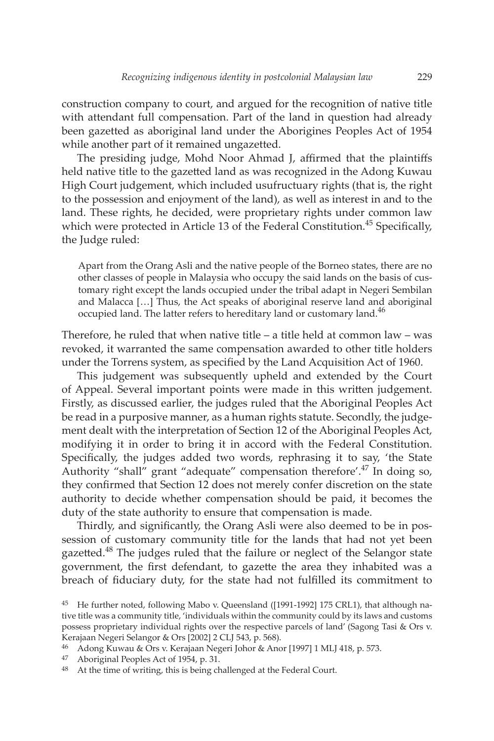construction company to court, and argued for the recognition of native title with attendant full compensation. Part of the land in question had already been gazetted as aboriginal land under the Aborigines Peoples Act of 1954 while another part of it remained ungazetted.

The presiding judge, Mohd Noor Ahmad J, affirmed that the plaintiffs held native title to the gazetted land as was recognized in the Adong Kuwau High Court judgement, which included usufructuary rights (that is, the right to the possession and enjoyment of the land), as well as interest in and to the land. These rights, he decided, were proprietary rights under common law which were protected in Article 13 of the Federal Constitution.[45] Specifically, the Judge ruled:

> Apart from the Orang Asli and the native people of the Borneo states, there are no other classes of people in Malaysia who occupy the said lands on the basis of customary right except the lands occupied under the tribal adapt in Negeri Sembilan and Malacca […] Thus, the Act speaks of aboriginal reserve land and aboriginal occupied land. The latter refers to hereditary land or customary land.[46]

Therefore, he ruled that when native title – a title held at common law – was revoked, it warranted the same compensation awarded to other title holders under the Torrens system, as specified by the Land Acquisition Act of 1960.

This judgement was subsequently upheld and extended by the Court of Appeal. Several important points were made in this written judgement. Firstly, as discussed earlier, the judges ruled that the Aboriginal Peoples Act be read in a purposive manner, as a human rights statute. Secondly, the judgement dealt with the interpretation of Section 12 of the Aboriginal Peoples Act, modifying it in order to bring it in accord with the Federal Constitution. Specifically, the judges added two words, rephrasing it to say, 'the State Authority "shall" grant "adequate" compensation therefore'.[47] In doing so, they confirmed that Section 12 does not merely confer discretion on the state authority to decide whether compensation should be paid, it becomes the duty of the state authority to ensure that compensation is made.

Thirdly, and significantly, the Orang Asli were also deemed to be in possession of customary community title for the lands that had not yet been gazetted.[48] The judges ruled that the failure or neglect of the Selangor state government, the first defendant, to gazette the area they inhabited was a breach of fiduciary duty, for the state had not fulfilled its commitment to

---

[45] He further noted, following Mabo v. Queensland ([1991-1992] 175 CRL1), that although native title was a community title, 'individuals within the community could by its laws and customs possess proprietary individual rights over the respective parcels of land' (Sagong Tasi & Ors v. Kerajaan Negeri Selangor & Ors [2002] 2 CLJ 543, p. 568).

[46] Adong Kuwau & Ors v. Kerajaan Negeri Johor & Anor [1997] 1 MLJ 418, p. 573.

[47] Aboriginal Peoples Act of 1954, p. 31.

[48] At the time of writing, this is being challenged at the Federal Court.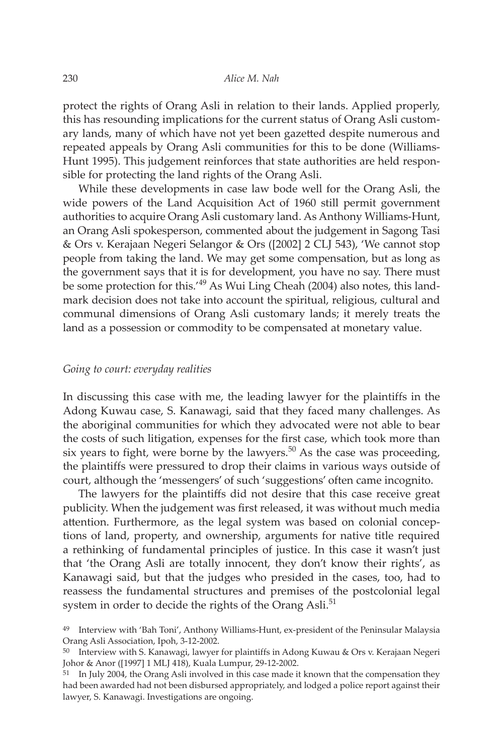protect the rights of Orang Asli in relation to their lands. Applied properly, this has resounding implications for the current status of Orang Asli customary lands, many of which have not yet been gazetted despite numerous and repeated appeals by Orang Asli communities for this to be done (Williams-Hunt 1995). This judgement reinforces that state authorities are held responsible for protecting the land rights of the Orang Asli.

While these developments in case law bode well for the Orang Asli, the wide powers of the Land Acquisition Act of 1960 still permit government authorities to acquire Orang Asli customary land. As Anthony Williams-Hunt, an Orang Asli spokesperson, commented about the judgement in Sagong Tasi & Ors v. Kerajaan Negeri Selangor & Ors ([2002] 2 CLJ 543), 'We cannot stop people from taking the land. We may get some compensation, but as long as the government says that it is for development, you have no say. There must be some protection for this.'[49] As Wui Ling Cheah (2004) also notes, this landmark decision does not take into account the spiritual, religious, cultural and communal dimensions of Orang Asli customary lands; it merely treats the land as a possession or commodity to be compensated at monetary value.

### *Going to court: everyday realities*

In discussing this case with me, the leading lawyer for the plaintiffs in the Adong Kuwau case, S. Kanawagi, said that they faced many challenges. As the aboriginal communities for which they advocated were not able to bear the costs of such litigation, expenses for the first case, which took more than six years to fight, were borne by the lawyers.[50] As the case was proceeding, the plaintiffs were pressured to drop their claims in various ways outside of court, although the 'messengers' of such 'suggestions' often came incognito.

The lawyers for the plaintiffs did not desire that this case receive great publicity. When the judgement was first released, it was without much media attention. Furthermore, as the legal system was based on colonial conceptions of land, property, and ownership, arguments for native title required a rethinking of fundamental principles of justice. In this case it wasn't just that 'the Orang Asli are totally innocent, they don't know their rights', as Kanawagi said, but that the judges who presided in the cases, too, had to reassess the fundamental structures and premises of the postcolonial legal system in order to decide the rights of the Orang Asli.[51]

[49] Interview with 'Bah Toni', Anthony Williams-Hunt, ex-president of the Peninsular Malaysia Orang Asli Association, Ipoh, 3-12-2002.

[50] Interview with S. Kanawagi, lawyer for plaintiffs in Adong Kuwau & Ors v. Kerajaan Negeri Johor & Anor ([1997] 1 MLJ 418), Kuala Lumpur, 29-12-2002.

[51] In July 2004, the Orang Asli involved in this case made it known that the compensation they had been awarded had not been disbursed appropriately, and lodged a police report against their lawyer, S. Kanawagi. Investigations are ongoing.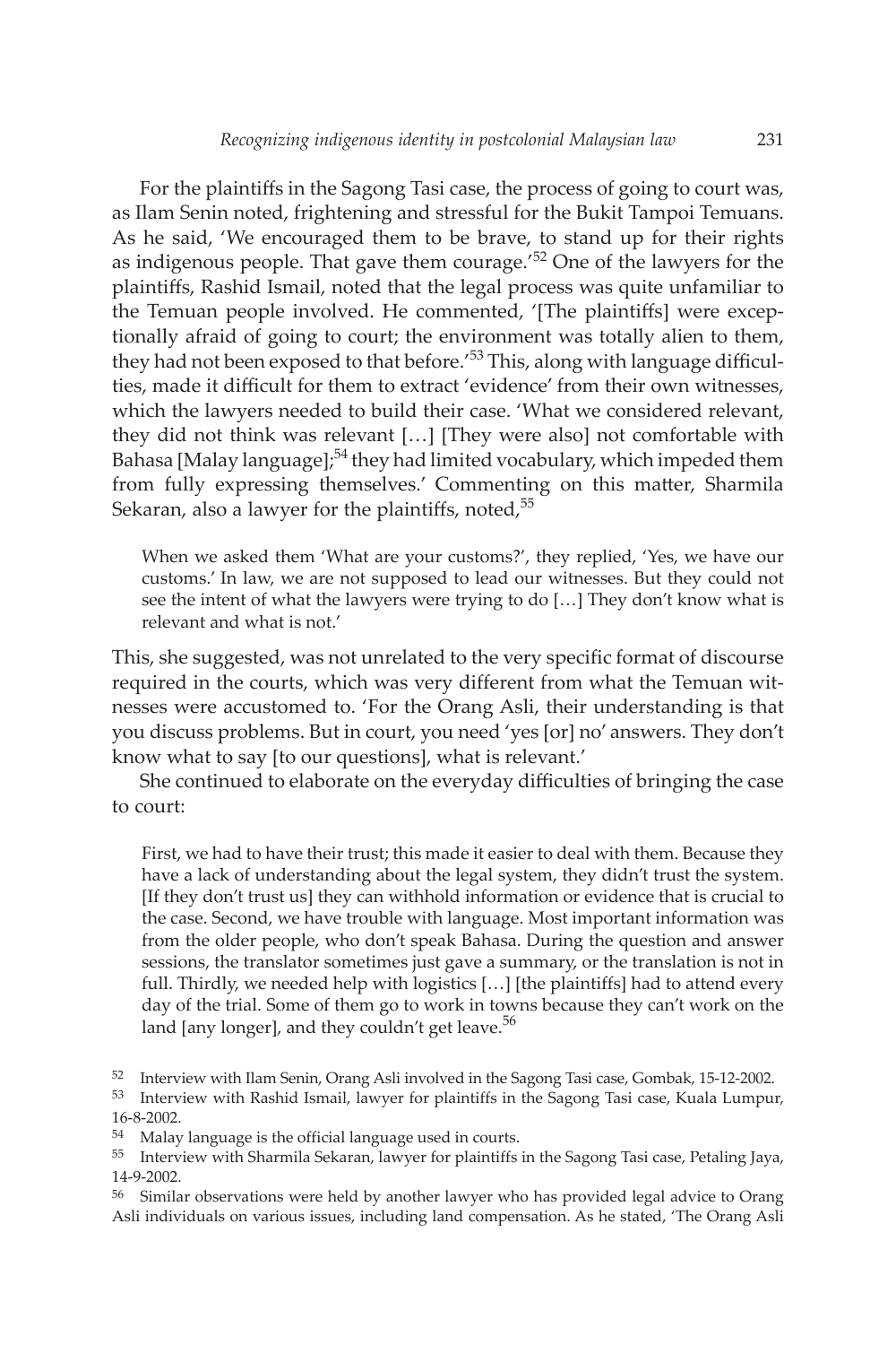For the plaintiffs in the Sagong Tasi case, the process of going to court was, as Ilam Senin noted, frightening and stressful for the Bukit Tampoi Temuans. As he said, 'We encouraged them to be brave, to stand up for their rights as indigenous people. That gave them courage.'[52] One of the lawyers for the plaintiffs, Rashid Ismail, noted that the legal process was quite unfamiliar to the Temuan people involved. He commented, '[The plaintiffs] were exceptionally afraid of going to court; the environment was totally alien to them, they had not been exposed to that before.'[53] This, along with language difficulties, made it difficult for them to extract 'evidence' from their own witnesses, which the lawyers needed to build their case. 'What we considered relevant, they did not think was relevant […] [They were also] not comfortable with Bahasa [Malay language];[54] they had limited vocabulary, which impeded them from fully expressing themselves.' Commenting on this matter, Sharmila Sekaran, also a lawyer for the plaintiffs, noted,[55]

> When we asked them 'What are your customs?', they replied, 'Yes, we have our customs.' In law, we are not supposed to lead our witnesses. But they could not see the intent of what the lawyers were trying to do […] They don't know what is relevant and what is not.'

This, she suggested, was not unrelated to the very specific format of discourse required in the courts, which was very different from what the Temuan witnesses were accustomed to. 'For the Orang Asli, their understanding is that you discuss problems. But in court, you need 'yes [or] no' answers. They don't know what to say [to our questions], what is relevant.'

She continued to elaborate on the everyday difficulties of bringing the case to court:

> First, we had to have their trust; this made it easier to deal with them. Because they have a lack of understanding about the legal system, they didn't trust the system. [If they don't trust us] they can withhold information or evidence that is crucial to the case. Second, we have trouble with language. Most important information was from the older people, who don't speak Bahasa. During the question and answer sessions, the translator sometimes just gave a summary, or the translation is not in full. Thirdly, we needed help with logistics […] [the plaintiffs] had to attend every day of the trial. Some of them go to work in towns because they can't work on the land [any longer], and they couldn't get leave.[56]

---

[52] Interview with Ilam Senin, Orang Asli involved in the Sagong Tasi case, Gombak, 15-12-2002.

[53] Interview with Rashid Ismail, lawyer for plaintiffs in the Sagong Tasi case, Kuala Lumpur, 16-8-2002.

[54] Malay language is the official language used in courts.

[55] Interview with Sharmila Sekaran, lawyer for plaintiffs in the Sagong Tasi case, Petaling Jaya, 14-9-2002.

[56] Similar observations were held by another lawyer who has provided legal advice to Orang Asli individuals on various issues, including land compensation. As he stated, 'The Orang Asli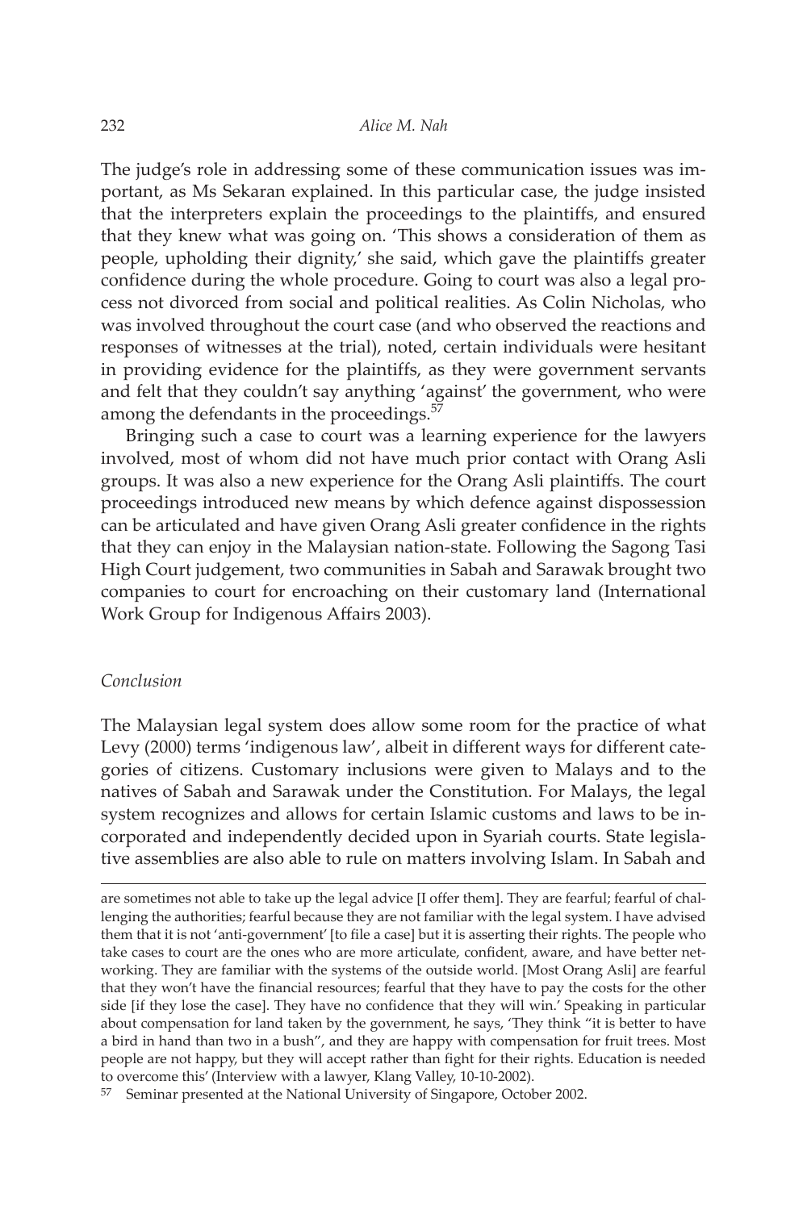The judge's role in addressing some of these communication issues was important, as Ms Sekaran explained. In this particular case, the judge insisted that the interpreters explain the proceedings to the plaintiffs, and ensured that they knew what was going on. 'This shows a consideration of them as people, upholding their dignity,' she said, which gave the plaintiffs greater confidence during the whole procedure. Going to court was also a legal process not divorced from social and political realities. As Colin Nicholas, who was involved throughout the court case (and who observed the reactions and responses of witnesses at the trial), noted, certain individuals were hesitant in providing evidence for the plaintiffs, as they were government servants and felt that they couldn't say anything 'against' the government, who were among the defendants in the proceedings.[57]

Bringing such a case to court was a learning experience for the lawyers involved, most of whom did not have much prior contact with Orang Asli groups. It was also a new experience for the Orang Asli plaintiffs. The court proceedings introduced new means by which defence against dispossession can be articulated and have given Orang Asli greater confidence in the rights that they can enjoy in the Malaysian nation-state. Following the Sagong Tasi High Court judgement, two communities in Sabah and Sarawak brought two companies to court for encroaching on their customary land (International Work Group for Indigenous Affairs 2003).

*Conclusion*

The Malaysian legal system does allow some room for the practice of what Levy (2000) terms 'indigenous law', albeit in different ways for different categories of citizens. Customary inclusions were given to Malays and to the natives of Sabah and Sarawak under the Constitution. For Malays, the legal system recognizes and allows for certain Islamic customs and laws to be incorporated and independently decided upon in Syariah courts. State legislative assemblies are also able to rule on matters involving Islam. In Sabah and

---

are sometimes not able to take up the legal advice [I offer them]. They are fearful; fearful of challenging the authorities; fearful because they are not familiar with the legal system. I have advised them that it is not 'anti-government' [to file a case] but it is asserting their rights. The people who take cases to court are the ones who are more articulate, confident, aware, and have better networking. They are familiar with the systems of the outside world. [Most Orang Asli] are fearful that they won't have the financial resources; fearful that they have to pay the costs for the other side [if they lose the case]. They have no confidence that they will win.' Speaking in particular about compensation for land taken by the government, he says, 'They think "it is better to have a bird in hand than two in a bush", and they are happy with compensation for fruit trees. Most people are not happy, but they will accept rather than fight for their rights. Education is needed to overcome this' (Interview with a lawyer, Klang Valley, 10-10-2002).

57 Seminar presented at the National University of Singapore, October 2002.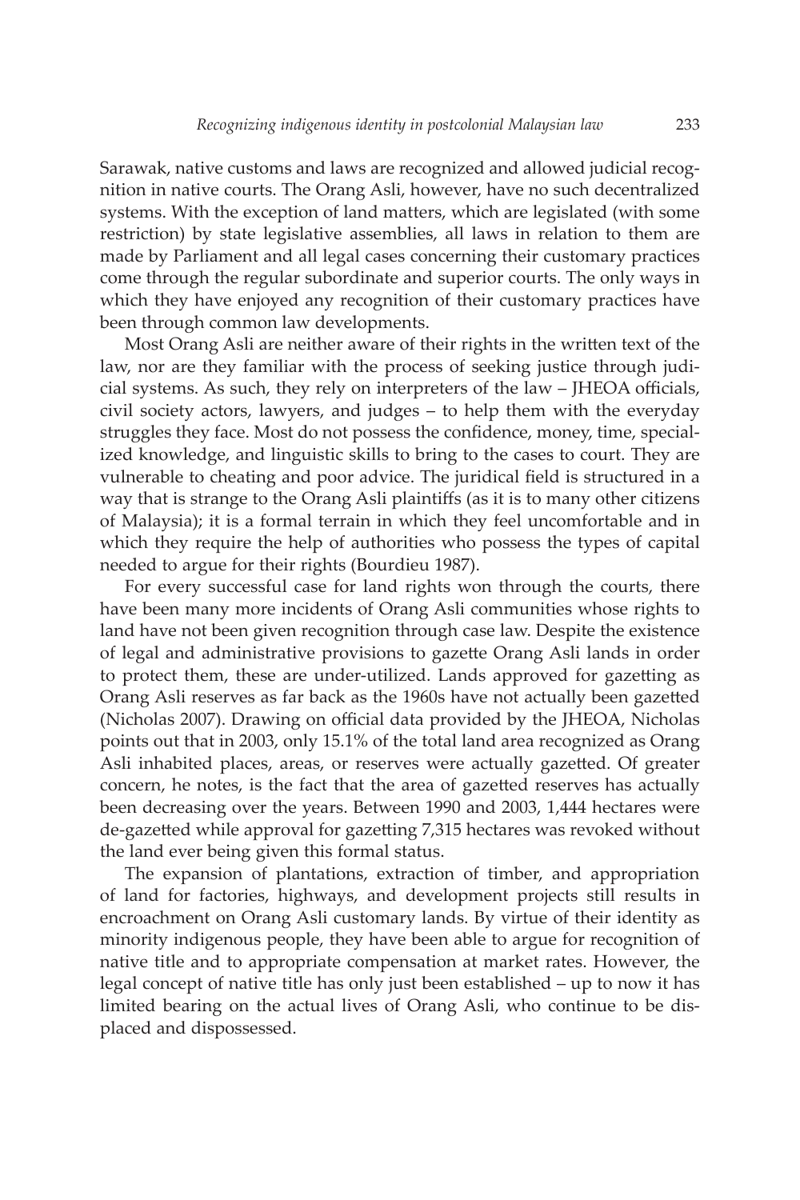Sarawak, native customs and laws are recognized and allowed judicial recognition in native courts. The Orang Asli, however, have no such decentralized systems. With the exception of land matters, which are legislated (with some restriction) by state legislative assemblies, all laws in relation to them are made by Parliament and all legal cases concerning their customary practices come through the regular subordinate and superior courts. The only ways in which they have enjoyed any recognition of their customary practices have been through common law developments.

Most Orang Asli are neither aware of their rights in the written text of the law, nor are they familiar with the process of seeking justice through judicial systems. As such, they rely on interpreters of the law – JHEOA officials, civil society actors, lawyers, and judges – to help them with the everyday struggles they face. Most do not possess the confidence, money, time, specialized knowledge, and linguistic skills to bring to the cases to court. They are vulnerable to cheating and poor advice. The juridical field is structured in a way that is strange to the Orang Asli plaintiffs (as it is to many other citizens of Malaysia); it is a formal terrain in which they feel uncomfortable and in which they require the help of authorities who possess the types of capital needed to argue for their rights (Bourdieu 1987).

For every successful case for land rights won through the courts, there have been many more incidents of Orang Asli communities whose rights to land have not been given recognition through case law. Despite the existence of legal and administrative provisions to gazette Orang Asli lands in order to protect them, these are under-utilized. Lands approved for gazetting as Orang Asli reserves as far back as the 1960s have not actually been gazetted (Nicholas 2007). Drawing on official data provided by the JHEOA, Nicholas points out that in 2003, only 15.1% of the total land area recognized as Orang Asli inhabited places, areas, or reserves were actually gazetted. Of greater concern, he notes, is the fact that the area of gazetted reserves has actually been decreasing over the years. Between 1990 and 2003, 1,444 hectares were de-gazetted while approval for gazetting 7,315 hectares was revoked without the land ever being given this formal status.

The expansion of plantations, extraction of timber, and appropriation of land for factories, highways, and development projects still results in encroachment on Orang Asli customary lands. By virtue of their identity as minority indigenous people, they have been able to argue for recognition of native title and to appropriate compensation at market rates. However, the legal concept of native title has only just been established – up to now it has limited bearing on the actual lives of Orang Asli, who continue to be displaced and dispossessed.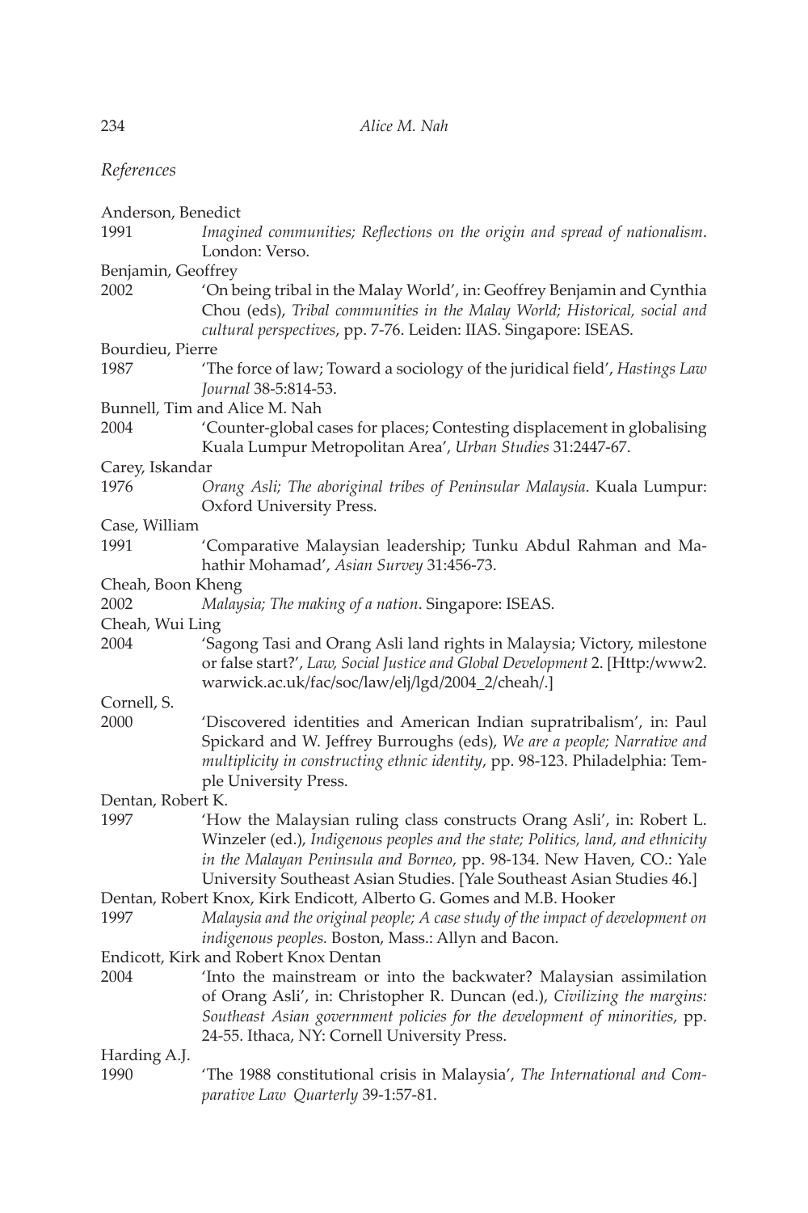*References*

Anderson, Benedict
1991 *Imagined communities; Reflections on the origin and spread of nationalism*. London: Verso.

Benjamin, Geoffrey
2002 'On being tribal in the Malay World', in: Geoffrey Benjamin and Cynthia Chou (eds), *Tribal communities in the Malay World; Historical, social and cultural perspectives*, pp. 7-76. Leiden: IIAS. Singapore: ISEAS.

Bourdieu, Pierre
1987 'The force of law; Toward a sociology of the juridical field', *Hastings Law Journal* 38-5:814-53.

Bunnell, Tim and Alice M. Nah
2004 'Counter-global cases for places; Contesting displacement in globalising Kuala Lumpur Metropolitan Area', *Urban Studies* 31:2447-67.

Carey, Iskandar
1976 *Orang Asli; The aboriginal tribes of Peninsular Malaysia*. Kuala Lumpur: Oxford University Press.

Case, William
1991 'Comparative Malaysian leadership; Tunku Abdul Rahman and Mahathir Mohamad', *Asian Survey* 31:456-73.

Cheah, Boon Kheng
2002 *Malaysia; The making of a nation*. Singapore: ISEAS.

Cheah, Wui Ling
2004 'Sagong Tasi and Orang Asli land rights in Malaysia; Victory, milestone or false start?', *Law, Social Justice and Global Development* 2. [Http:/www2.warwick.ac.uk/fac/soc/law/elj/lgd/2004_2/cheah/.]

Cornell, S.
2000 'Discovered identities and American Indian supratribalism', in: Paul Spickard and W. Jeffrey Burroughs (eds), *We are a people; Narrative and multiplicity in constructing ethnic identity*, pp. 98-123. Philadelphia: Temple University Press.

Dentan, Robert K.
1997 'How the Malaysian ruling class constructs Orang Asli', in: Robert L. Winzeler (ed.), *Indigenous peoples and the state; Politics, land, and ethnicity in the Malayan Peninsula and Borneo*, pp. 98-134. New Haven, CO.: Yale University Southeast Asian Studies. [Yale Southeast Asian Studies 46.]

Dentan, Robert Knox, Kirk Endicott, Alberto G. Gomes and M.B. Hooker
1997 *Malaysia and the original people; A case study of the impact of development on indigenous peoples.* Boston, Mass.: Allyn and Bacon.

Endicott, Kirk and Robert Knox Dentan
2004 'Into the mainstream or into the backwater? Malaysian assimilation of Orang Asli', in: Christopher R. Duncan (ed.), *Civilizing the margins: Southeast Asian government policies for the development of minorities*, pp. 24-55. Ithaca, NY: Cornell University Press.

Harding A.J.
1990 'The 1988 constitutional crisis in Malaysia', *The International and Comparative Law Quarterly* 39-1:57-81.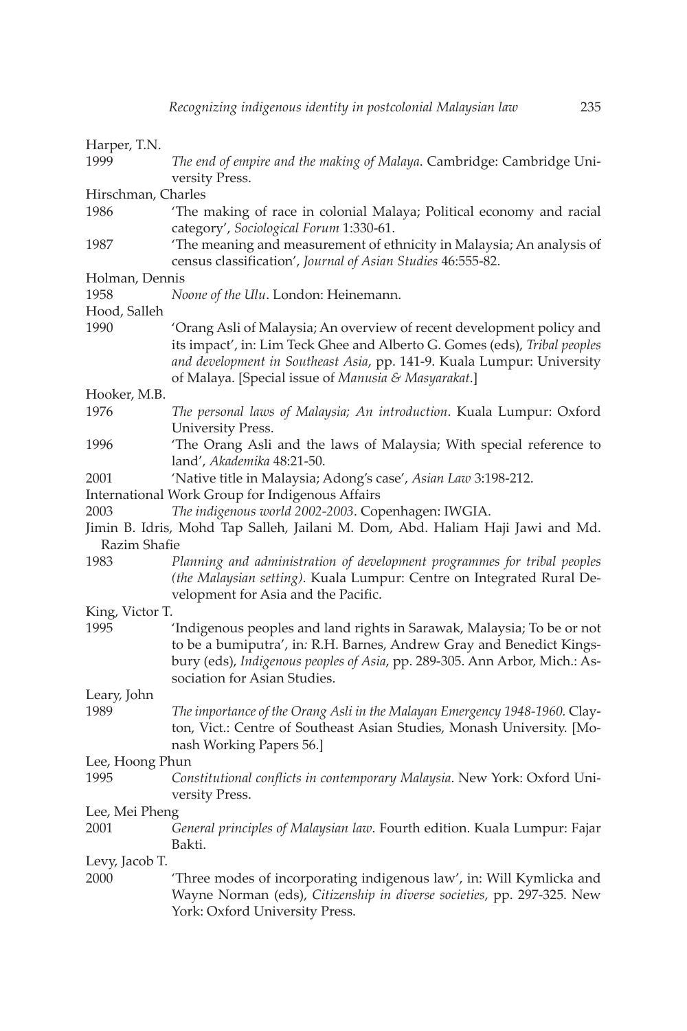Harper, T.N.

1999 *The end of empire and the making of Malaya*. Cambridge: Cambridge University Press.

Hirschman, Charles

1986 'The making of race in colonial Malaya; Political economy and racial category', *Sociological Forum* 1:330-61.

1987 'The meaning and measurement of ethnicity in Malaysia; An analysis of census classification', *Journal of Asian Studies* 46:555-82.

Holman, Dennis

1958 *Noone of the Ulu*. London: Heinemann.

Hood, Salleh

1990 'Orang Asli of Malaysia; An overview of recent development policy and its impact', in: Lim Teck Ghee and Alberto G. Gomes (eds), *Tribal peoples and development in Southeast Asia*, pp. 141-9. Kuala Lumpur: University of Malaya. [Special issue of *Manusia & Masyarakat*.]

Hooker, M.B.

1976 *The personal laws of Malaysia; An introduction*. Kuala Lumpur: Oxford University Press.

1996 'The Orang Asli and the laws of Malaysia; With special reference to land', *Akademika* 48:21-50.

2001 'Native title in Malaysia; Adong's case', *Asian Law* 3:198-212.

International Work Group for Indigenous Affairs

2003 *The indigenous world 2002-2003*. Copenhagen: IWGIA.

Jimin B. Idris, Mohd Tap Salleh, Jailani M. Dom, Abd. Haliam Haji Jawi and Md. Razim Shafie

1983 *Planning and administration of development programmes for tribal peoples (the Malaysian setting)*. Kuala Lumpur: Centre on Integrated Rural Development for Asia and the Pacific.

King, Victor T.

1995 'Indigenous peoples and land rights in Sarawak, Malaysia; To be or not to be a bumiputra', in: R.H. Barnes, Andrew Gray and Benedict Kingsbury (eds), *Indigenous peoples of Asia*, pp. 289-305. Ann Arbor, Mich.: Association for Asian Studies.

Leary, John

1989 *The importance of the Orang Asli in the Malayan Emergency 1948-1960.* Clayton, Vict.: Centre of Southeast Asian Studies, Monash University. [Monash Working Papers 56.]

Lee, Hoong Phun

1995 *Constitutional conflicts in contemporary Malaysia*. New York: Oxford University Press.

Lee, Mei Pheng

2001 *General principles of Malaysian law*. Fourth edition. Kuala Lumpur: Fajar Bakti.

Levy, Jacob T.

2000 'Three modes of incorporating indigenous law', in: Will Kymlicka and Wayne Norman (eds), *Citizenship in diverse societies*, pp. 297-325. New York: Oxford University Press.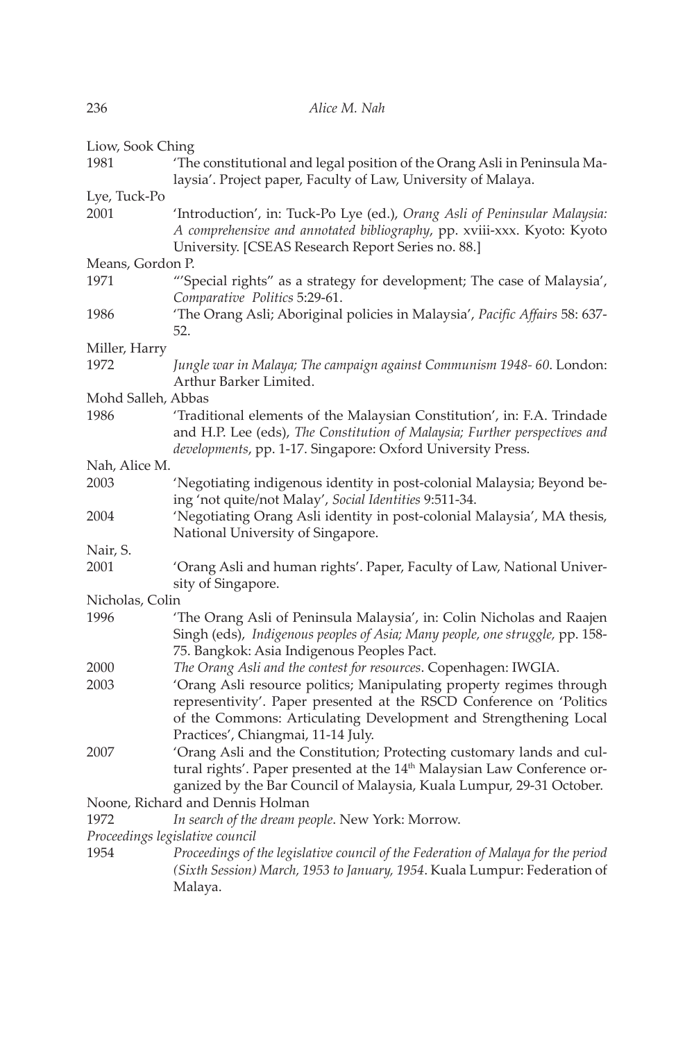Liow, Sook Ching

1981 'The constitutional and legal position of the Orang Asli in Peninsula Malaysia'. Project paper, Faculty of Law, University of Malaya.

Lye, Tuck-Po

2001 'Introduction', in: Tuck-Po Lye (ed.), *Orang Asli of Peninsular Malaysia: A comprehensive and annotated bibliography*, pp. xviii-xxx. Kyoto: Kyoto University. [CSEAS Research Report Series no. 88.]

Means, Gordon P.

1971 "'Special rights" as a strategy for development; The case of Malaysia', *Comparative Politics* 5:29-61.

1986 'The Orang Asli; Aboriginal policies in Malaysia', *Pacific Affairs* 58: 637-52.

Miller, Harry

1972 *Jungle war in Malaya; The campaign against Communism 1948- 60*. London: Arthur Barker Limited.

Mohd Salleh, Abbas

1986 'Traditional elements of the Malaysian Constitution', in: F.A. Trindade and H.P. Lee (eds), *The Constitution of Malaysia; Further perspectives and developments*, pp. 1-17. Singapore: Oxford University Press.

Nah, Alice M.

2003 'Negotiating indigenous identity in post-colonial Malaysia; Beyond being 'not quite/not Malay', *Social Identities* 9:511-34.

2004 'Negotiating Orang Asli identity in post-colonial Malaysia', MA thesis, National University of Singapore.

Nair, S.

2001 'Orang Asli and human rights'. Paper, Faculty of Law, National University of Singapore.

Nicholas, Colin

1996 'The Orang Asli of Peninsula Malaysia', in: Colin Nicholas and Raajen Singh (eds), *Indigenous peoples of Asia; Many people, one struggle,* pp. 158-75. Bangkok: Asia Indigenous Peoples Pact.

2000 *The Orang Asli and the contest for resources*. Copenhagen: IWGIA.

2003 'Orang Asli resource politics; Manipulating property regimes through representivity'. Paper presented at the RSCD Conference on 'Politics of the Commons: Articulating Development and Strengthening Local Practices', Chiangmai, 11-14 July.

2007 'Orang Asli and the Constitution; Protecting customary lands and cultural rights'. Paper presented at the 14th Malaysian Law Conference organized by the Bar Council of Malaysia, Kuala Lumpur, 29-31 October.

Noone, Richard and Dennis Holman

1972 *In search of the dream people*. New York: Morrow.

*Proceedings legislative council*

1954 *Proceedings of the legislative council of the Federation of Malaya for the period (Sixth Session) March, 1953 to January, 1954*. Kuala Lumpur: Federation of Malaya.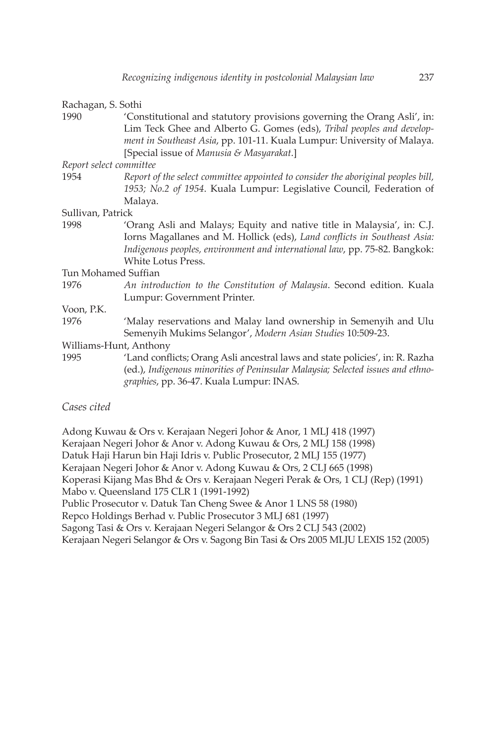Rachagan, S. Sothi

1990 — 'Constitutional and statutory provisions governing the Orang Asli', in: Lim Teck Ghee and Alberto G. Gomes (eds), *Tribal peoples and development in Southeast Asia*, pp. 101-11. Kuala Lumpur: University of Malaya. [Special issue of *Manusia & Masyarakat*.]

*Report select committee*

1954 — *Report of the select committee appointed to consider the aboriginal peoples bill, 1953; No.2 of 1954*. Kuala Lumpur: Legislative Council, Federation of Malaya.

Sullivan, Patrick

1998 — 'Orang Asli and Malays; Equity and native title in Malaysia', in: C.J. Iorns Magallanes and M. Hollick (eds), *Land conflicts in Southeast Asia: Indigenous peoples, environment and international law*, pp. 75-82. Bangkok: White Lotus Press.

Tun Mohamed Suffian

1976 — *An introduction to the Constitution of Malaysia*. Second edition. Kuala Lumpur: Government Printer.

Voon, P.K.

1976 — 'Malay reservations and Malay land ownership in Semenyih and Ulu Semenyih Mukims Selangor', *Modern Asian Studies* 10:509-23.

Williams-Hunt, Anthony

1995 — 'Land conflicts; Orang Asli ancestral laws and state policies', in: R. Razha (ed.), *Indigenous minorities of Peninsular Malaysia; Selected issues and ethnographies*, pp. 36-47. Kuala Lumpur: INAS.

*Cases cited*

Adong Kuwau & Ors v. Kerajaan Negeri Johor & Anor, 1 MLJ 418 (1997)
Kerajaan Negeri Johor & Anor v. Adong Kuwau & Ors, 2 MLJ 158 (1998)
Datuk Haji Harun bin Haji Idris v. Public Prosecutor, 2 MLJ 155 (1977)
Kerajaan Negeri Johor & Anor v. Adong Kuwau & Ors, 2 CLJ 665 (1998)
Koperasi Kijang Mas Bhd & Ors v. Kerajaan Negeri Perak & Ors, 1 CLJ (Rep) (1991)
Mabo v. Queensland 175 CLR 1 (1991-1992)
Public Prosecutor v. Datuk Tan Cheng Swee & Anor 1 LNS 58 (1980)
Repco Holdings Berhad v. Public Prosecutor 3 MLJ 681 (1997)
Sagong Tasi & Ors v. Kerajaan Negeri Selangor & Ors 2 CLJ 543 (2002)
Kerajaan Negeri Selangor & Ors v. Sagong Bin Tasi & Ors 2005 MLJU LEXIS 152 (2005)